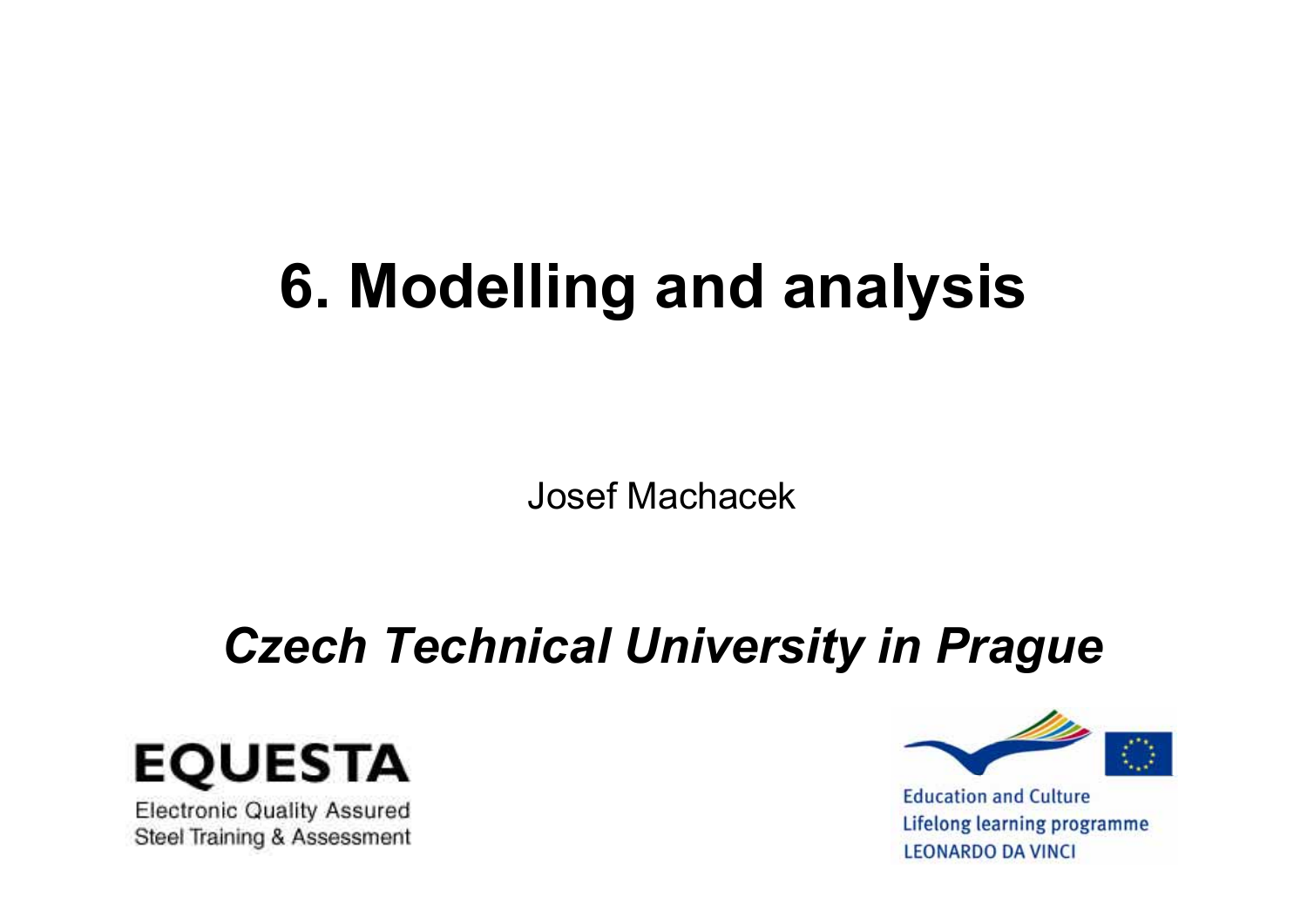# 6. Modelling and analysis

Josef Machacek

***Czech Technical University in Prague***

**EQUESTA**

Electronic Quality Assured Steel Training & Assessment

Education and Culture
Lifelong learning programme
LEONARDO DA VINCI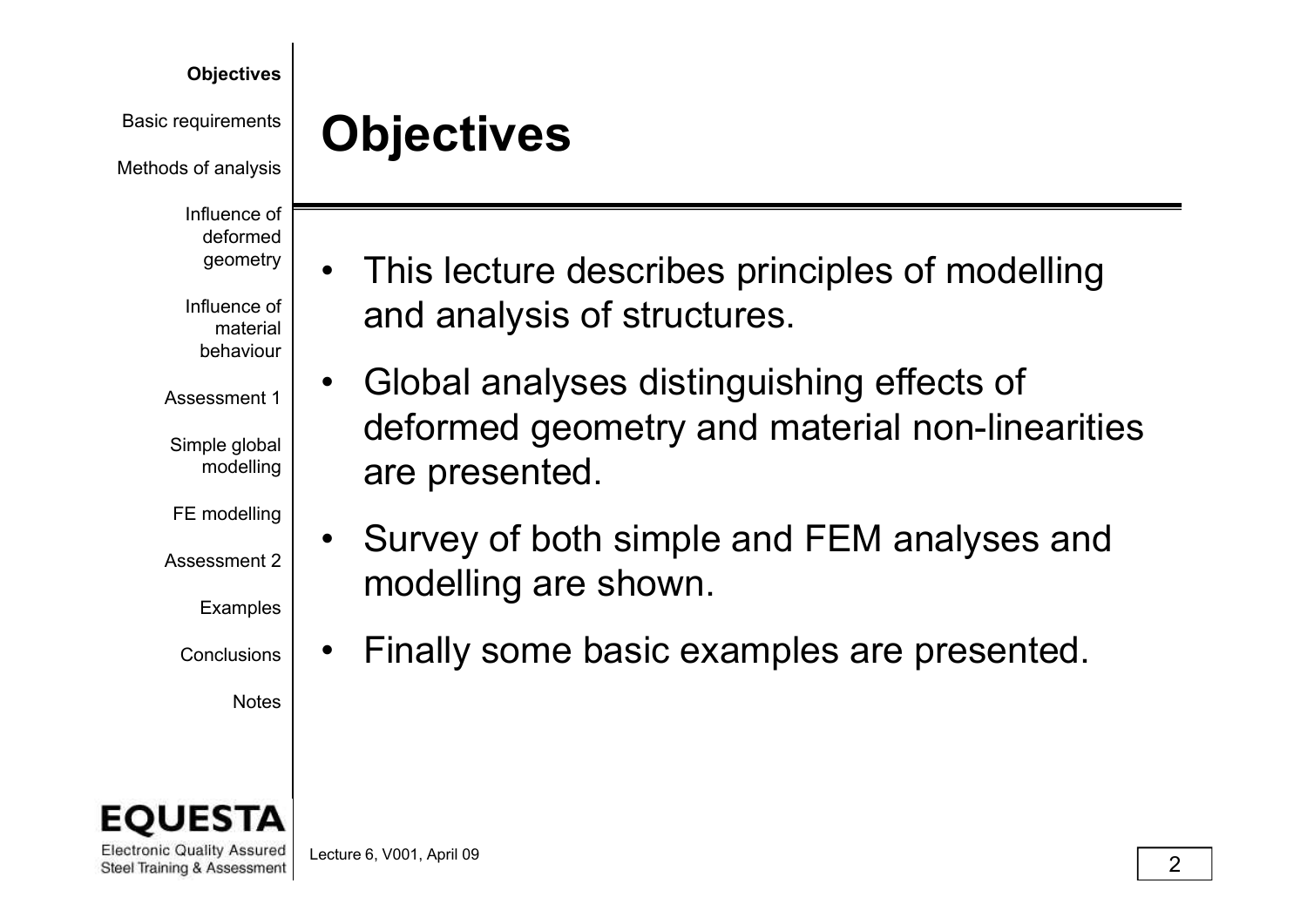# Objectives

- This lecture describes principles of modelling and analysis of structures.
- Global analyses distinguishing effects of deformed geometry and material non-linearities are presented.
- Survey of both simple and FEM analyses and modelling are shown.
- Finally some basic examples are presented.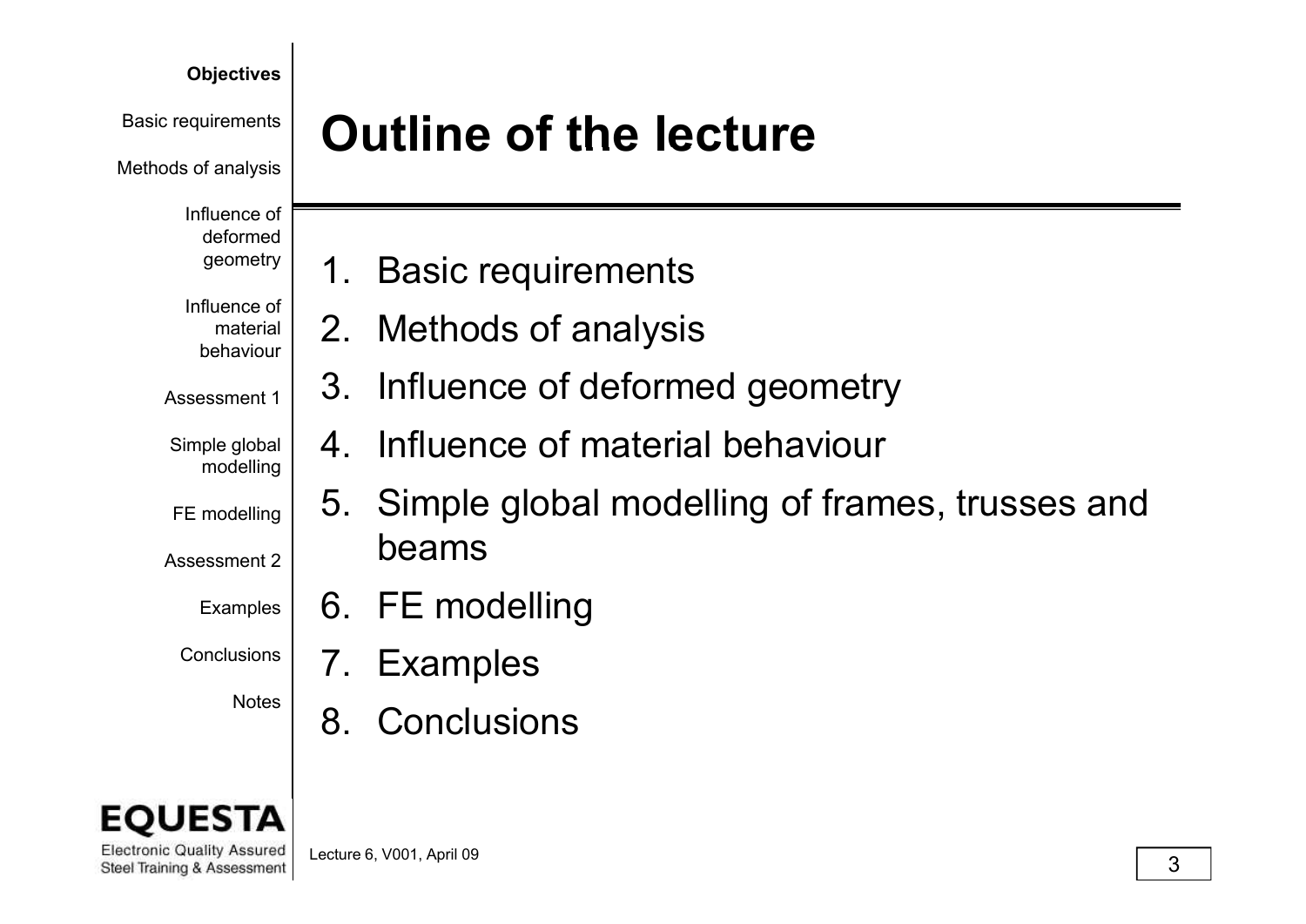# Outline of the lecture

1. Basic requirements
2. Methods of analysis
3. Influence of deformed geometry
4. Influence of material behaviour
5. Simple global modelling of frames, trusses and beams
6. FE modelling
7. Examples
8. Conclusions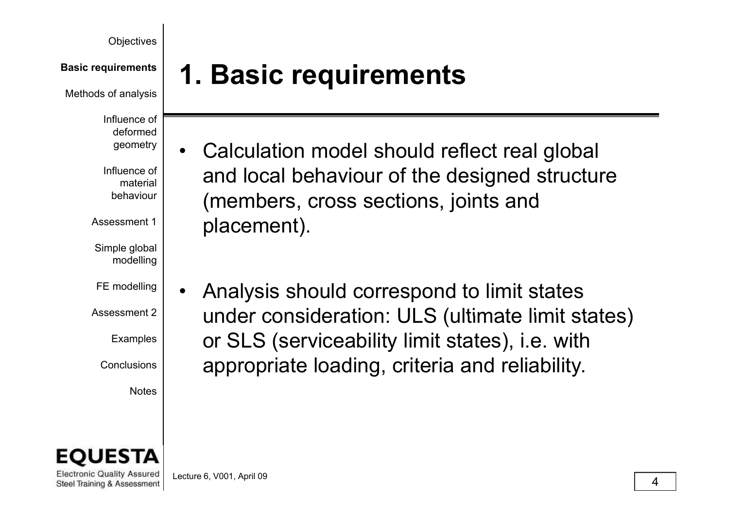# 1. Basic requirements

- Calculation model should reflect real global and local behaviour of the designed structure (members, cross sections, joints and placement).

- Analysis should correspond to limit states under consideration: ULS (ultimate limit states) or SLS (serviceability limit states), i.e. with appropriate loading, criteria and reliability.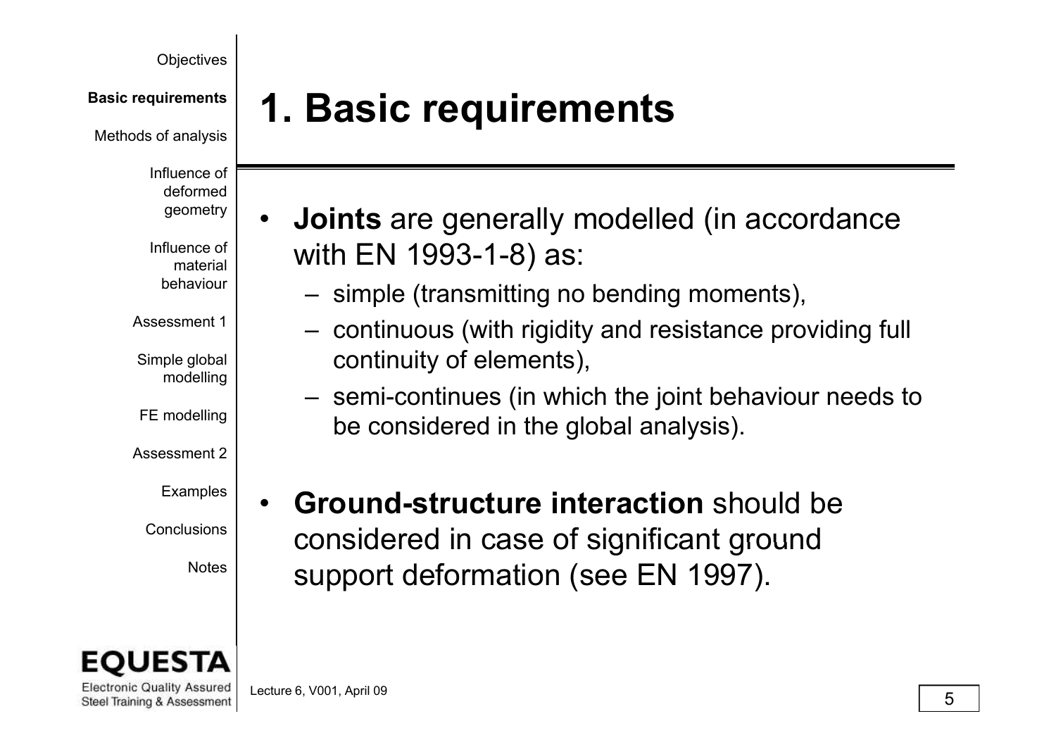# 1. Basic requirements

- **Joints** are generally modelled (in accordance with EN 1993-1-8) as:
  - simple (transmitting no bending moments),
  - continuous (with rigidity and resistance providing full continuity of elements),
  - semi-continues (in which the joint behaviour needs to be considered in the global analysis).
- **Ground-structure interaction** should be considered in case of significant ground support deformation (see EN 1997).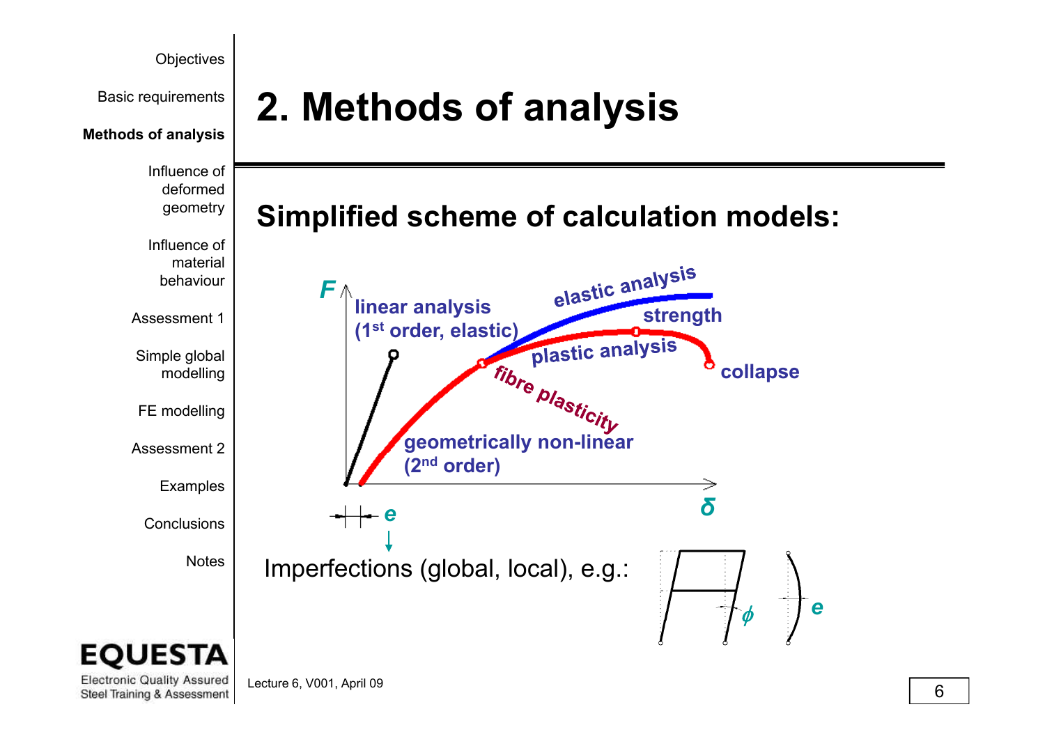# 2. Methods of analysis

## Simplified scheme of calculation models:

$F$

linear analysis (1st order, elastic)

elastic analysis

strength

plastic analysis

collapse

fibre plasticity

geometrically non-linear (2nd order)

$\delta$

$e$

Imperfections (global, local), e.g.:

$\phi$

$e$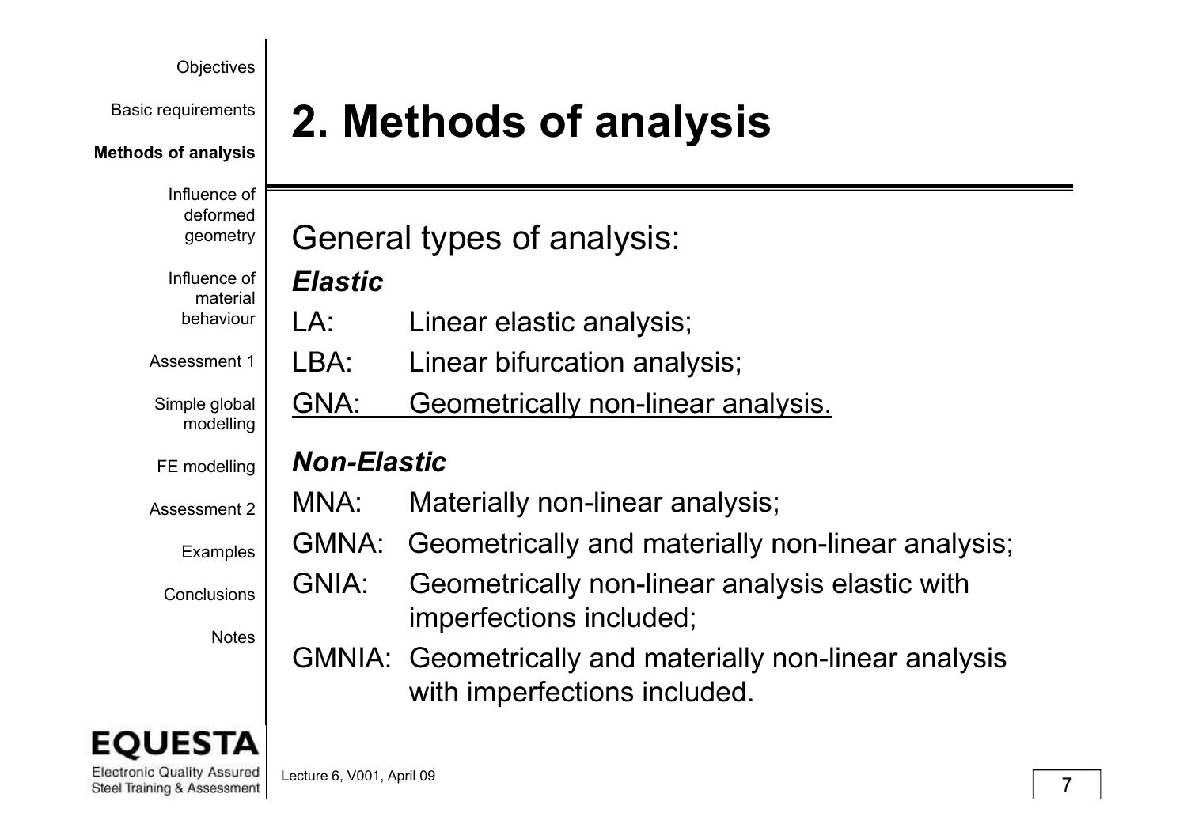# 2. Methods of analysis

General types of analysis:

***Elastic***

- LA: Linear elastic analysis;
- LBA: Linear bifurcation analysis;
- <u>GNA: Geometrically non-linear analysis.</u>

***Non-Elastic***

- MNA: Materially non-linear analysis;
- GMNA: Geometrically and materially non-linear analysis;
- GNIA: Geometrically non-linear analysis elastic with imperfections included;
- GMNIA: Geometrically and materially non-linear analysis with imperfections included.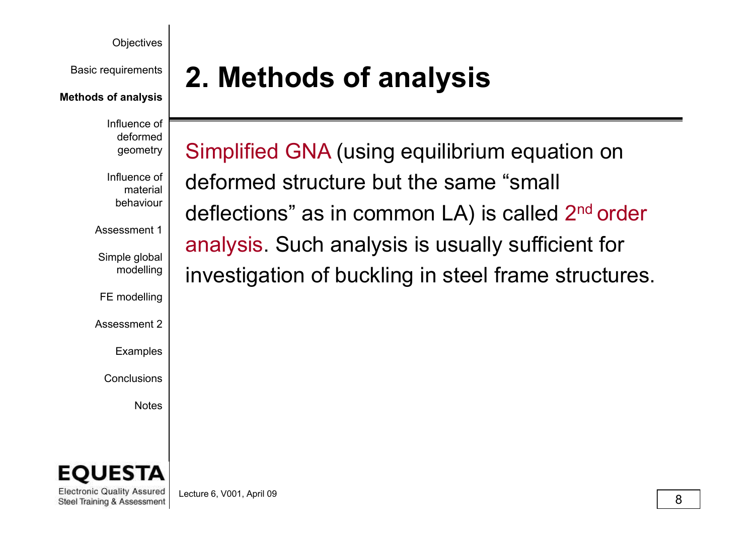# 2. Methods of analysis

Simplified GNA (using equilibrium equation on deformed structure but the same “small deflections” as in common LA) is called 2nd order analysis. Such analysis is usually sufficient for investigation of buckling in steel frame structures.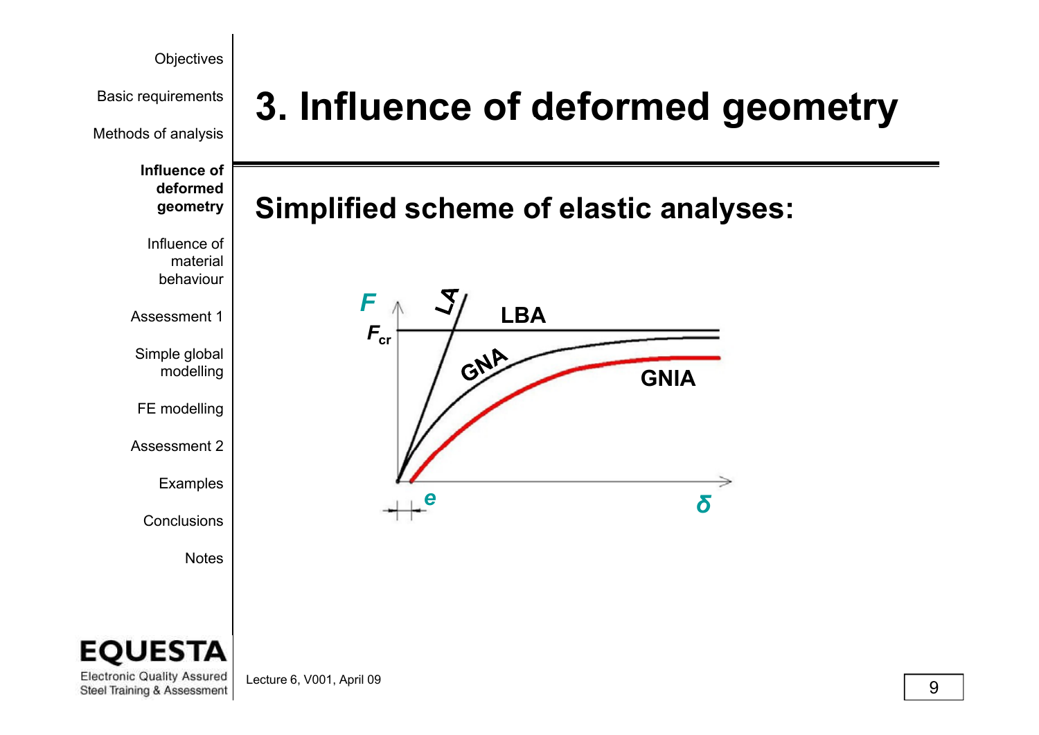# 3. Influence of deformed geometry

## Simplified scheme of elastic analyses:

$F$

$F_{cr}$

LA

LBA

GNA

GNIA

$e$

$\delta$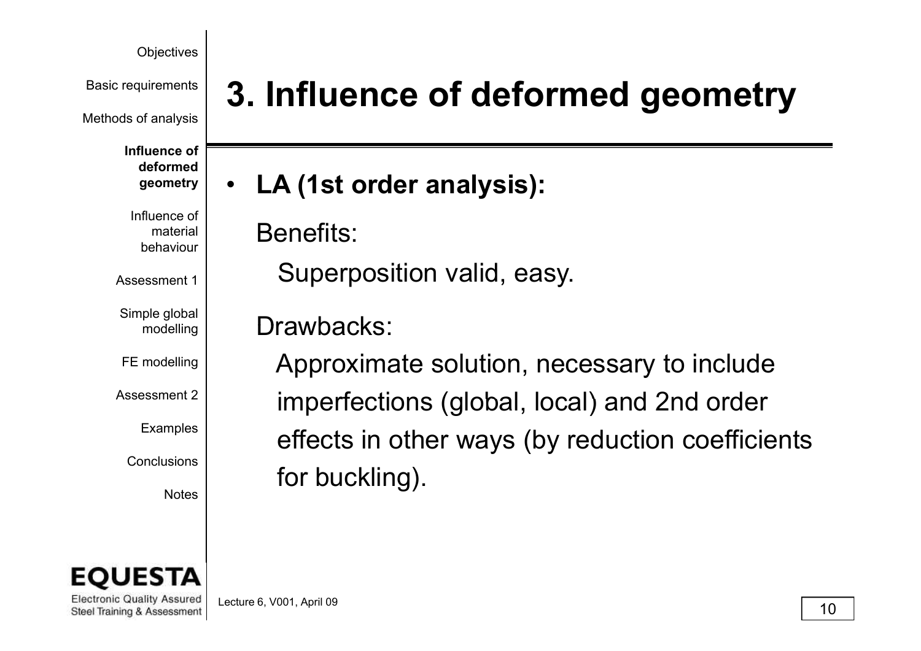# 3. Influence of deformed geometry

- **LA (1st order analysis):**

  Benefits:

  Superposition valid, easy.

  Drawbacks:

  Approximate solution, necessary to include imperfections (global, local) and 2nd order effects in other ways (by reduction coefficients for buckling).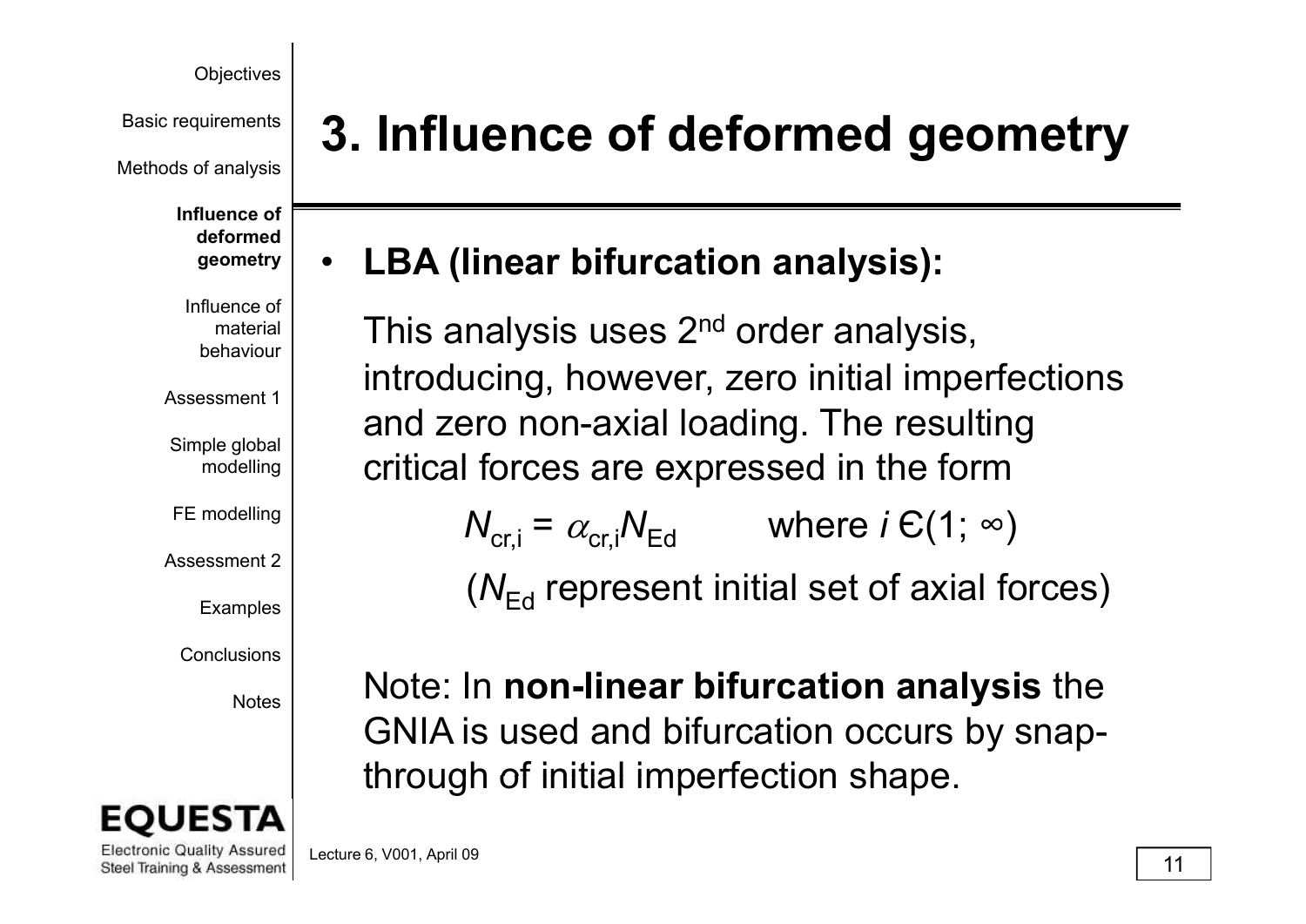# 3. Influence of deformed geometry

- **LBA (linear bifurcation analysis):**

  This analysis uses 2nd order analysis, introducing, however, zero initial imperfections and zero non-axial loading. The resulting critical forces are expressed in the form

  $$N_{cr,i} = \alpha_{cr,i} N_{Ed} \qquad \text{where } i \in (1; \infty)$$

  ($N_{Ed}$ represent initial set of axial forces)

  Note: In **non-linear bifurcation analysis** the GNIA is used and bifurcation occurs by snap-through of initial imperfection shape.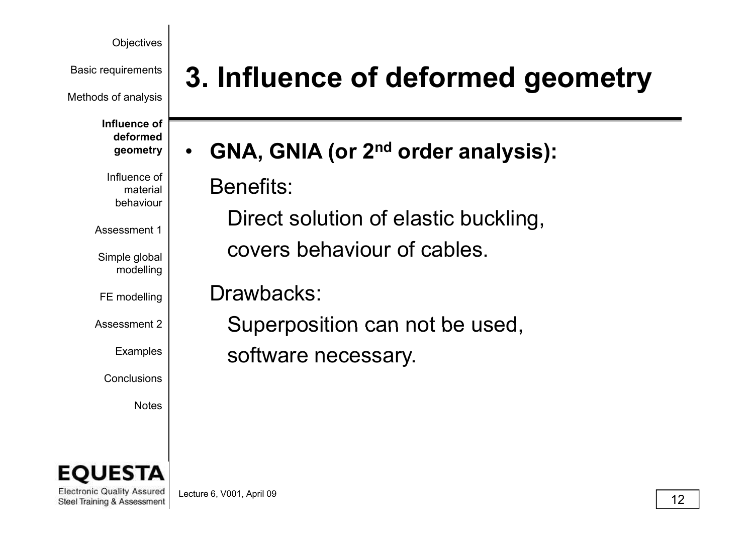# 3. Influence of deformed geometry

- **GNA, GNIA (or 2nd order analysis):**

  Benefits:

  Direct solution of elastic buckling, covers behaviour of cables.

  Drawbacks:

  Superposition can not be used, software necessary.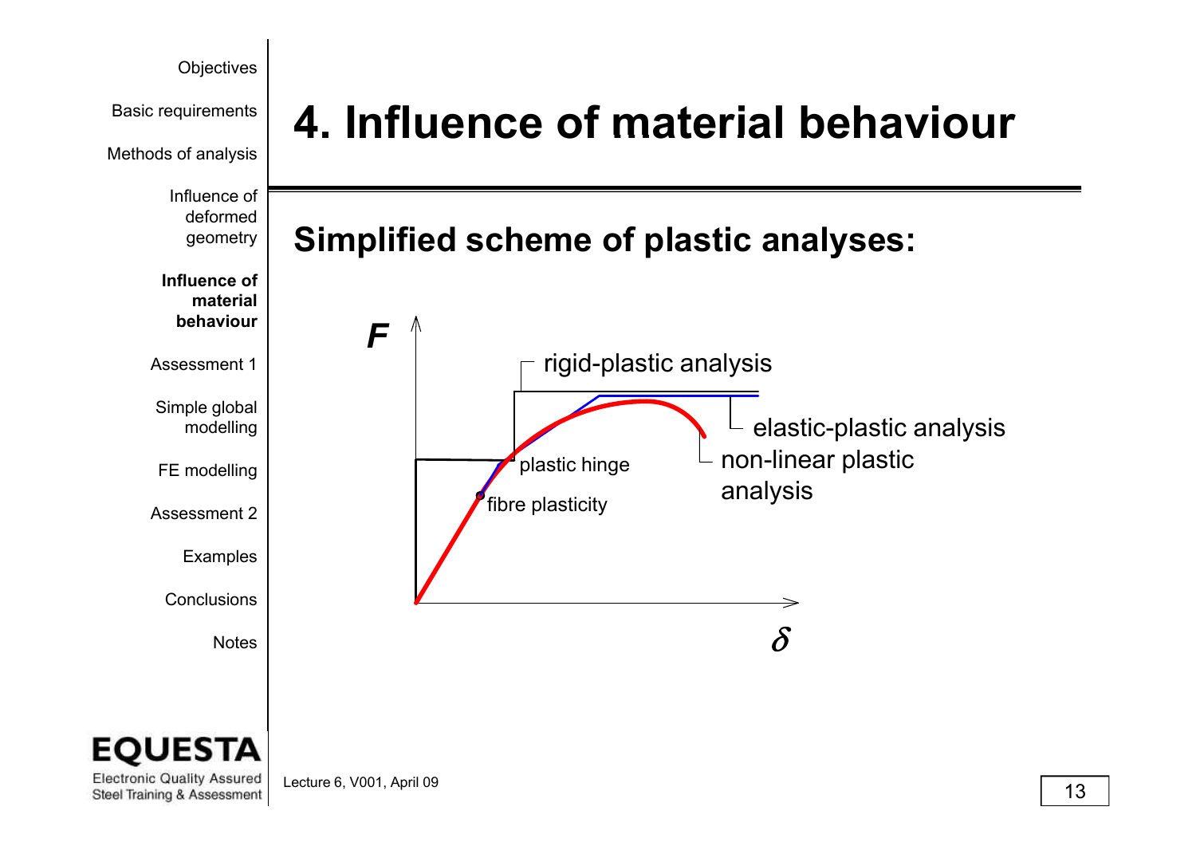# 4. Influence of material behaviour

## Simplified scheme of plastic analyses:

$F$

rigid-plastic analysis

elastic-plastic analysis

non-linear plastic analysis

plastic hinge

fibre plasticity

$\delta$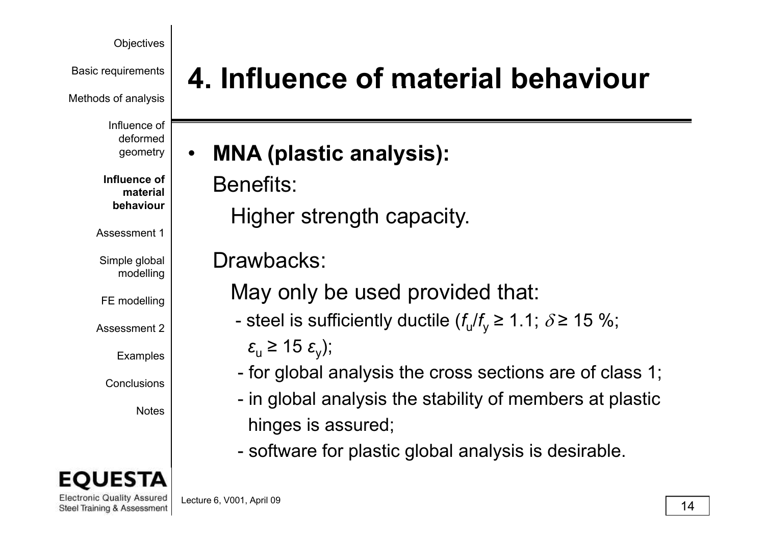# 4. Influence of material behaviour

- **MNA (plastic analysis):**

  Benefits:

  Higher strength capacity.

  Drawbacks:

  May only be used provided that:

  - steel is sufficiently ductile ($f_u/f_y \geq 1.1$; $\delta \geq 15$ %; $\varepsilon_u \geq 15\ \varepsilon_y$);
  - for global analysis the cross sections are of class 1;
  - in global analysis the stability of members at plastic hinges is assured;
  - software for plastic global analysis is desirable.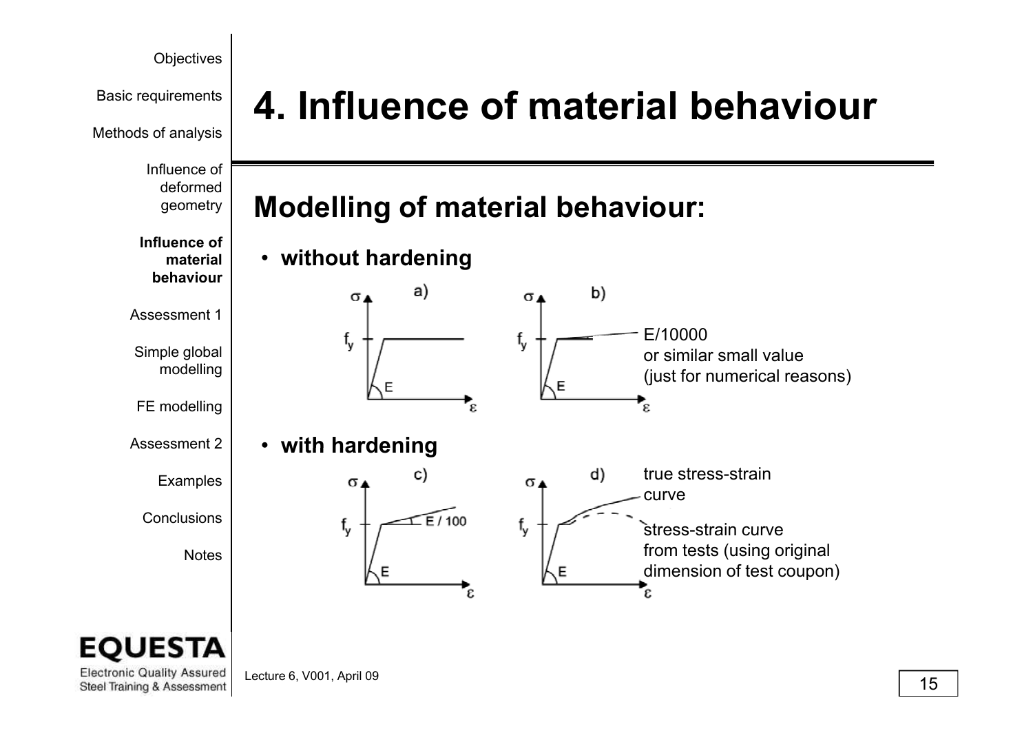# 4. Influence of material behaviour

## Modelling of material behaviour:

- **without hardening**

a) b)

$E/10000$ or similar small value (just for numerical reasons)

- **with hardening**

c) $E/100$

d) true stress-strain curve

stress-strain curve from tests (using original dimension of test coupon)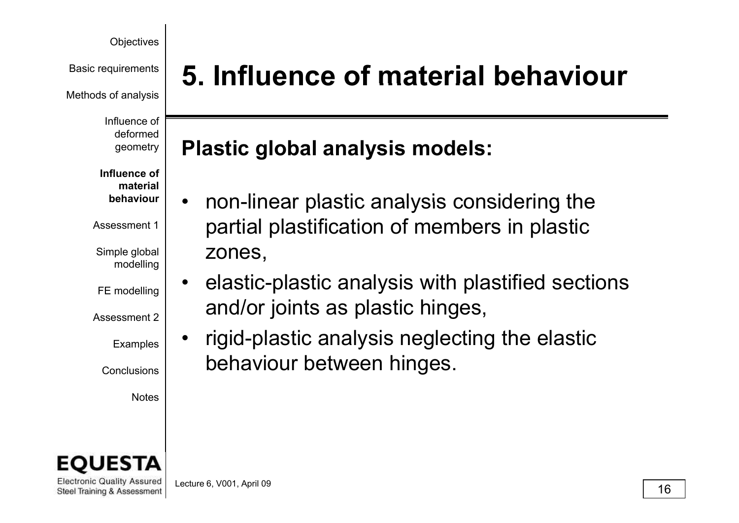# 5. Influence of material behaviour

## Plastic global analysis models:

- non-linear plastic analysis considering the partial plastification of members in plastic zones,
- elastic-plastic analysis with plastified sections and/or joints as plastic hinges,
- rigid-plastic analysis neglecting the elastic behaviour between hinges.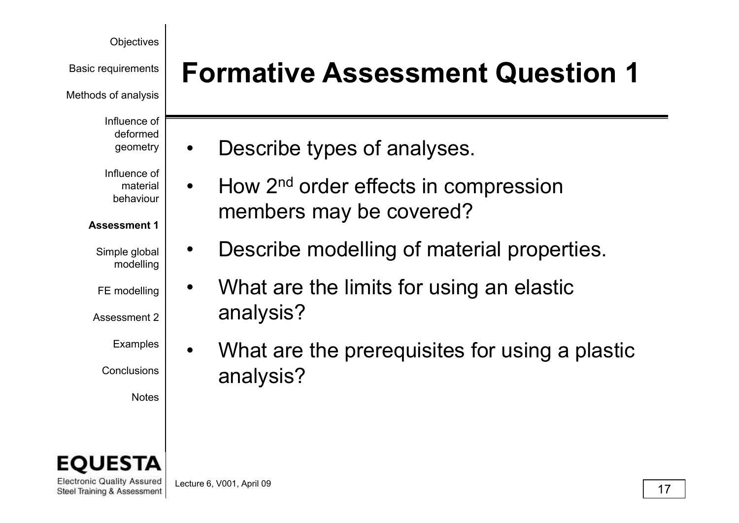# Formative Assessment Question 1

- Describe types of analyses.
- How 2nd order effects in compression members may be covered?
- Describe modelling of material properties.
- What are the limits for using an elastic analysis?
- What are the prerequisites for using a plastic analysis?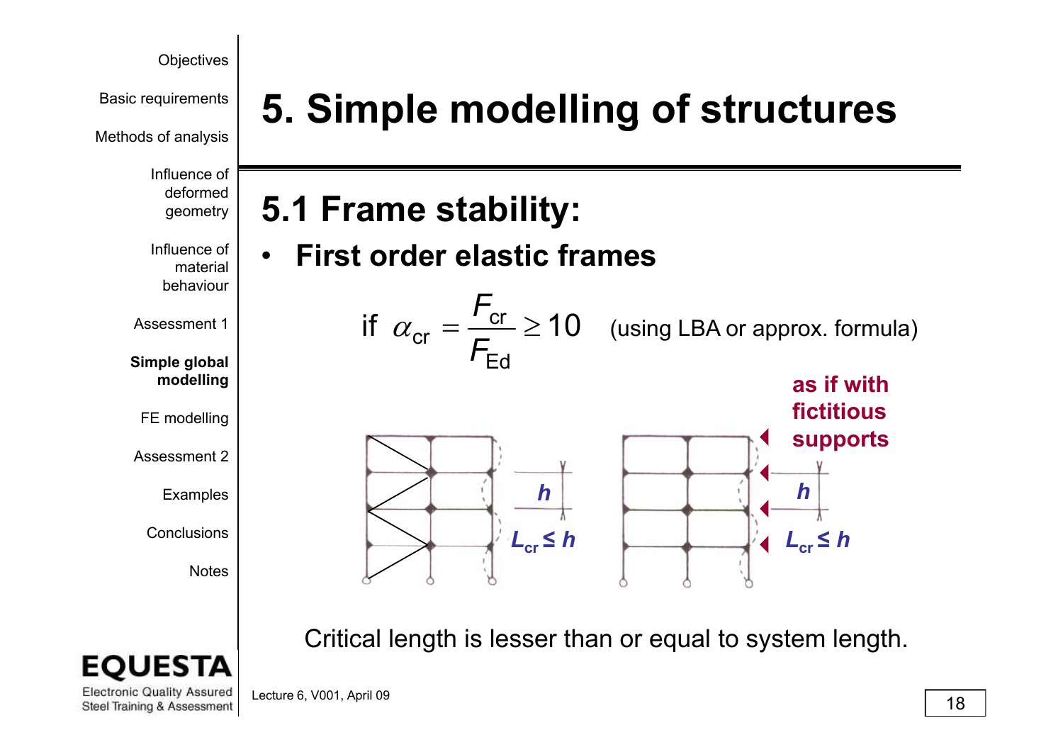# 5. Simple modelling of structures

## 5.1 Frame stability:

- **First order elastic frames**

$$\text{if } \alpha_{cr} = \frac{F_{cr}}{F_{Ed}} \geq 10 \quad \text{(using LBA or approx. formula)}$$

**as if with fictitious supports**

$h$

$L_{cr} \leq h$

$h$

$L_{cr} \leq h$

Critical length is lesser than or equal to system length.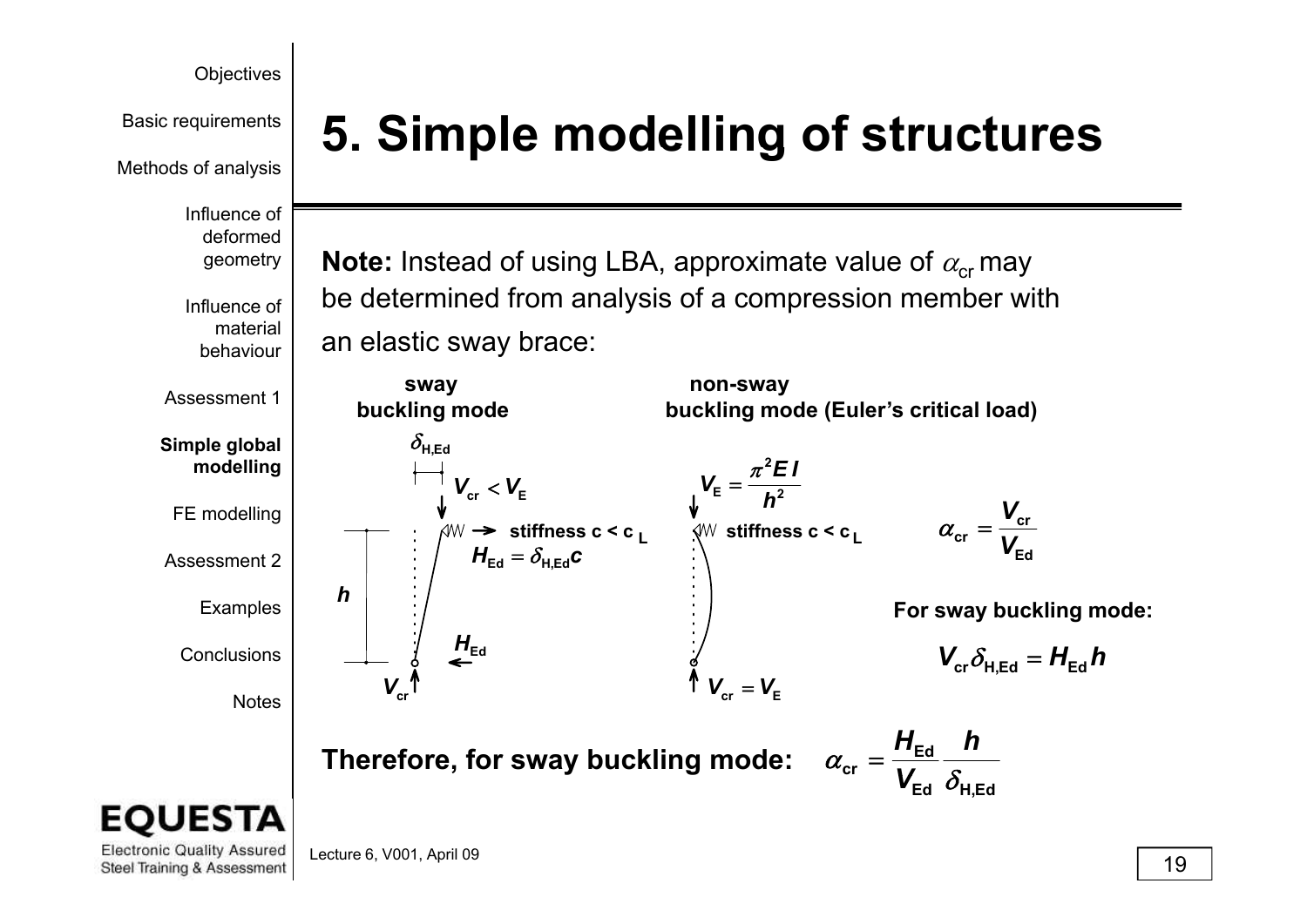# 5. Simple modelling of structures

**Note:** Instead of using LBA, approximate value of $\alpha_{cr}$ may be determined from analysis of a compression member with an elastic sway brace:

**sway buckling mode**

$\delta_{H,Ed}$

$V_{cr} < V_E$

stiffness c < c $_L$

$H_{Ed} = \delta_{H,Ed} c$

$h$

$H_{Ed}$

$V_{cr}$

**non-sway buckling mode (Euler's critical load)**

$V_E = \dfrac{\pi^2 E I}{h^2}$

stiffness c < c $_L$

$V_{cr} = V_E$

$$\alpha_{cr} = \frac{V_{cr}}{V_{Ed}}$$

**For sway buckling mode:**

$$V_{cr} \delta_{H,Ed} = H_{Ed} h$$

**Therefore, for sway buckling mode:** $\alpha_{cr} = \dfrac{H_{Ed}}{V_{Ed}} \dfrac{h}{\delta_{H,Ed}}$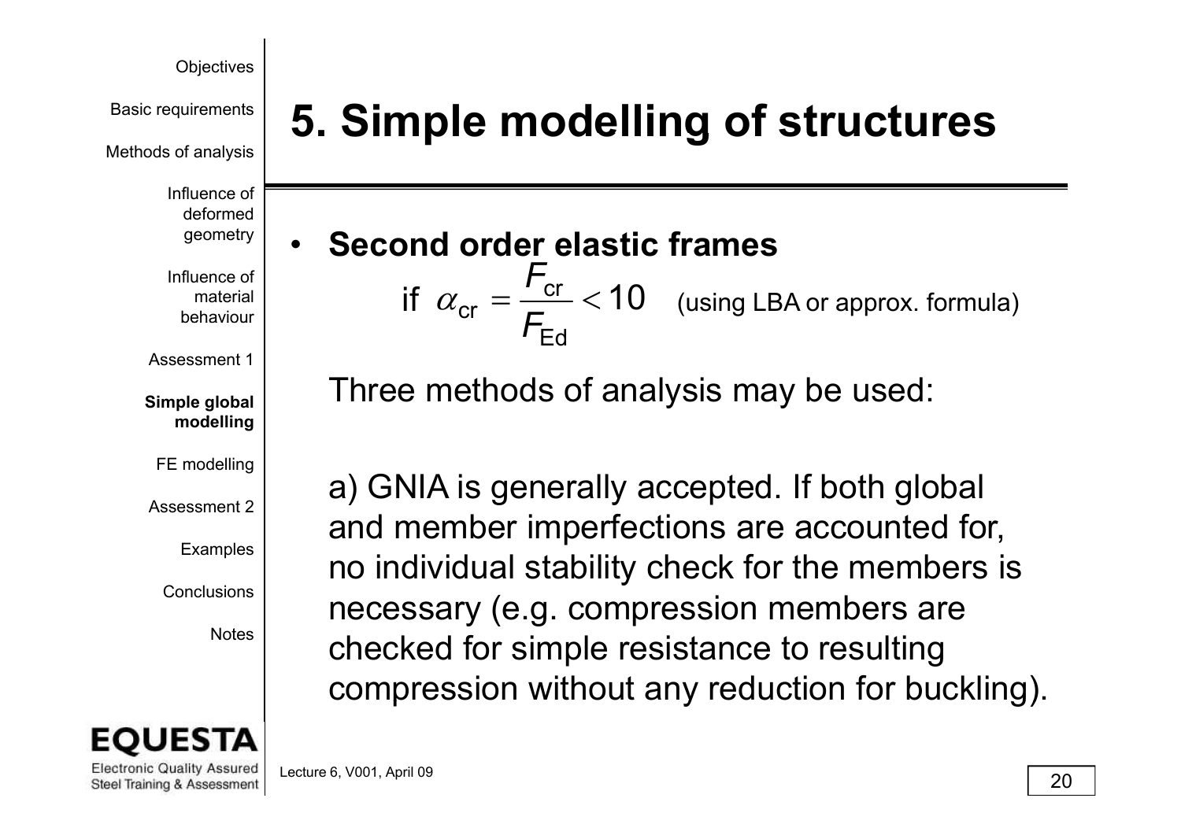# 5. Simple modelling of structures

- **Second order elastic frames**

$$\text{if } \alpha_{cr} = \frac{F_{cr}}{F_{Ed}} < 10 \quad \text{(using LBA or approx. formula)}$$

Three methods of analysis may be used:

a) GNIA is generally accepted. If both global and member imperfections are accounted for, no individual stability check for the members is necessary (e.g. compression members are checked for simple resistance to resulting compression without any reduction for buckling).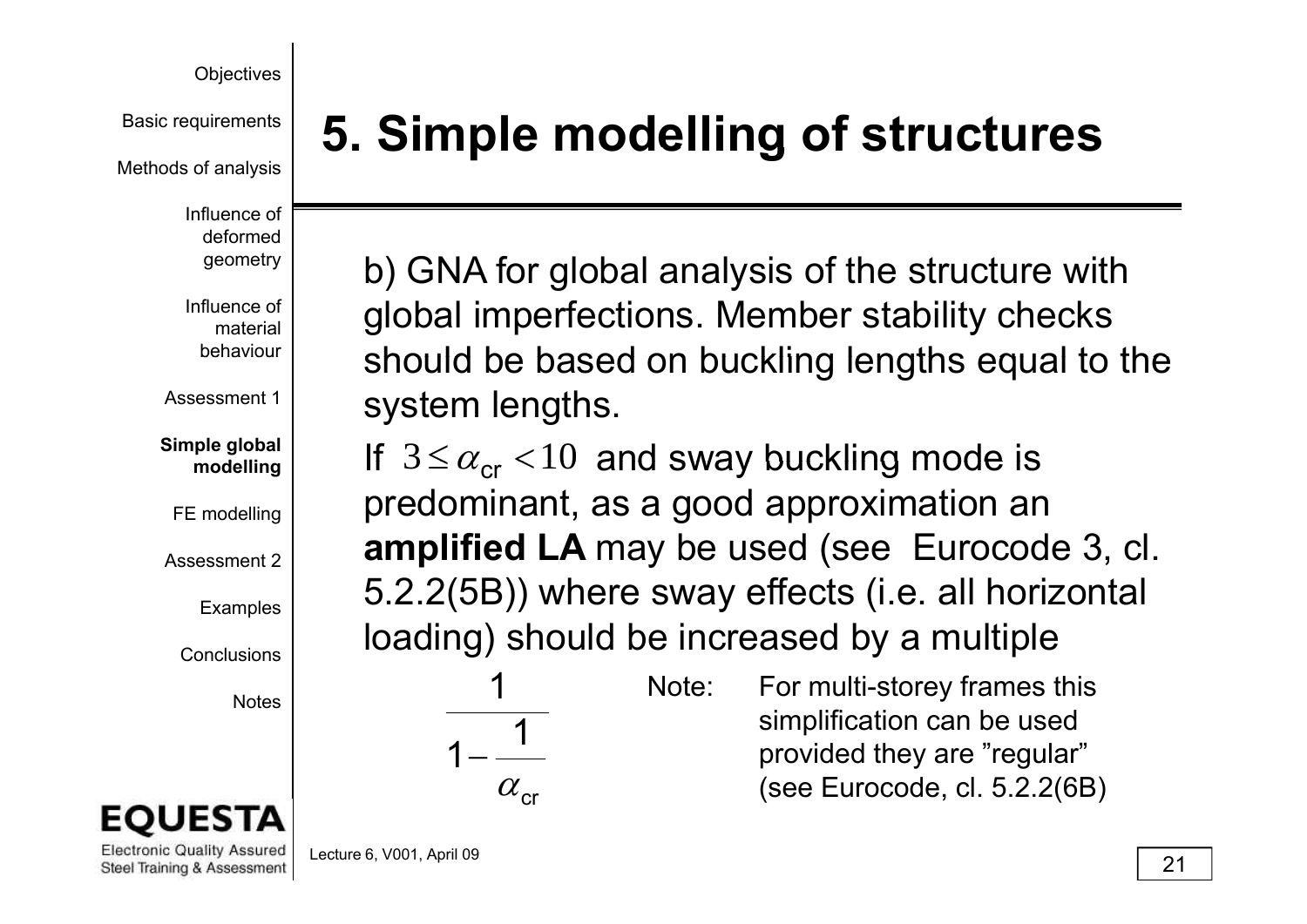# 5. Simple modelling of structures

b) GNA for global analysis of the structure with global imperfections. Member stability checks should be based on buckling lengths equal to the system lengths.

If $3 \leq \alpha_{cr} < 10$ and sway buckling mode is predominant, as a good approximation an **amplified LA** may be used (see Eurocode 3, cl. 5.2.2(5B)) where sway effects (i.e. all horizontal loading) should be increased by a multiple

$$\frac{1}{1 - \frac{1}{\alpha_{cr}}}$$

Note: For multi-storey frames this simplification can be used provided they are "regular" (see Eurocode, cl. 5.2.2(6B)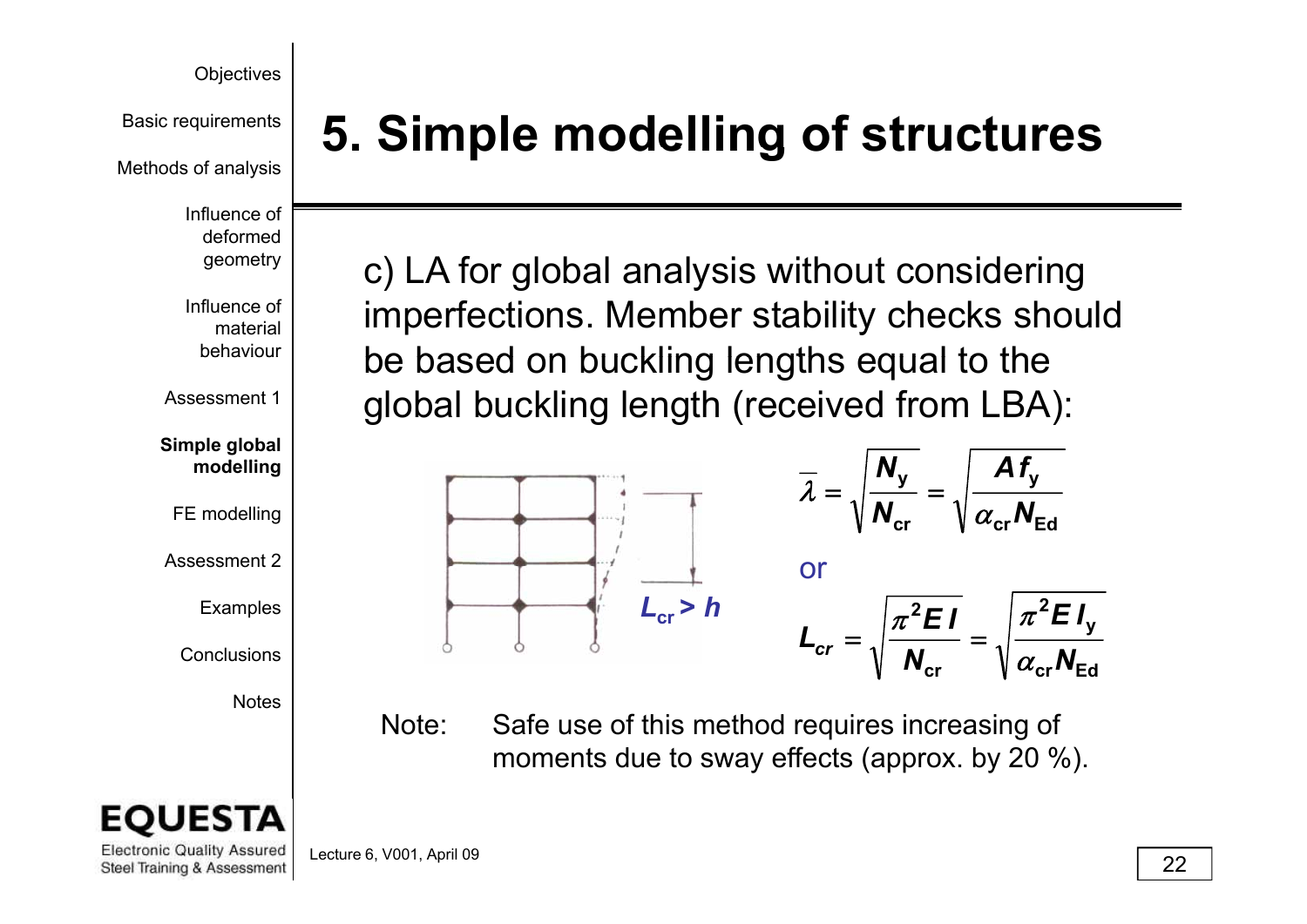# 5. Simple modelling of structures

c) LA for global analysis without considering imperfections. Member stability checks should be based on buckling lengths equal to the global buckling length (received from LBA):

$L_{cr} > h$

$$\bar{\lambda} = \sqrt{\frac{N_y}{N_{cr}}} = \sqrt{\frac{A f_y}{\alpha_{cr} N_{Ed}}}$$

or

$$L_{cr} = \sqrt{\frac{\pi^2 E I}{N_{cr}}} = \sqrt{\frac{\pi^2 E I_y}{\alpha_{cr} N_{Ed}}}$$

Note: Safe use of this method requires increasing of moments due to sway effects (approx. by 20 %).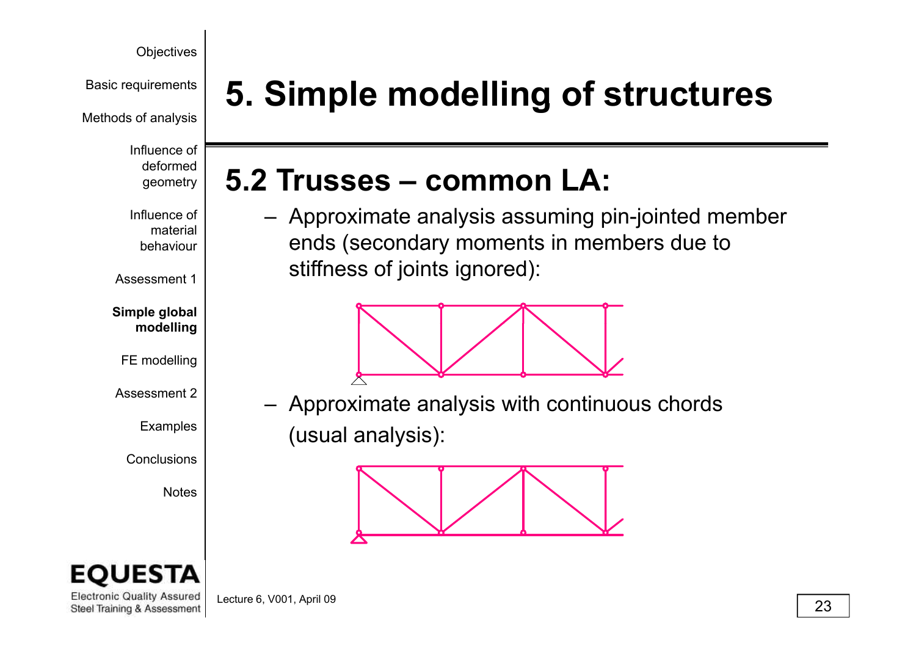# 5. Simple modelling of structures

## 5.2 Trusses – common LA:

- Approximate analysis assuming pin-jointed member ends (secondary moments in members due to stiffness of joints ignored):

- Approximate analysis with continuous chords (usual analysis):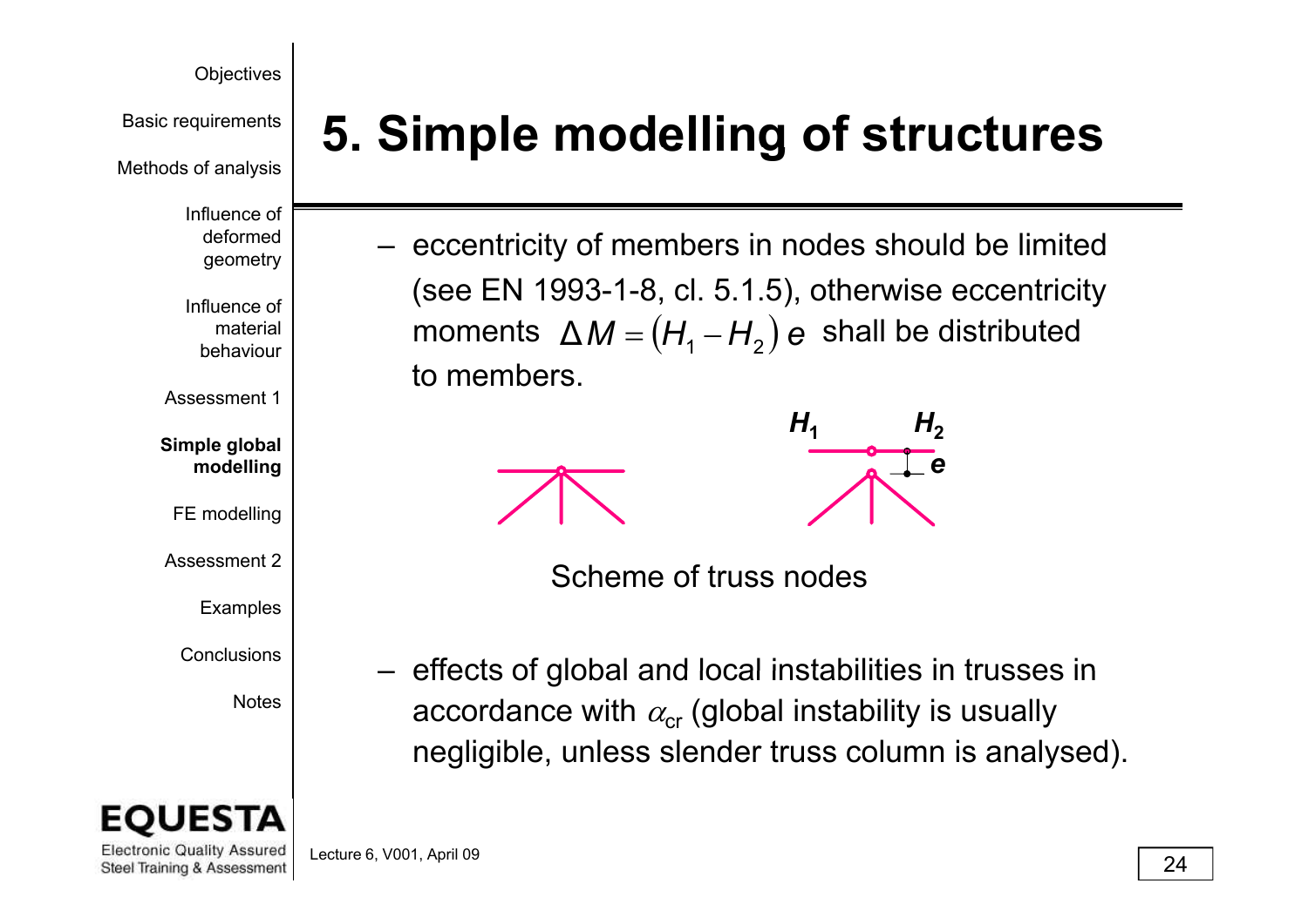# 5. Simple modelling of structures

- eccentricity of members in nodes should be limited (see EN 1993-1-8, cl. 5.1.5), otherwise eccentricity moments $\Delta M = (H_1 - H_2)\, e$ shall be distributed to members.

Scheme of truss nodes

- effects of global and local instabilities in trusses in accordance with $\alpha_{cr}$ (global instability is usually negligible, unless slender truss column is analysed).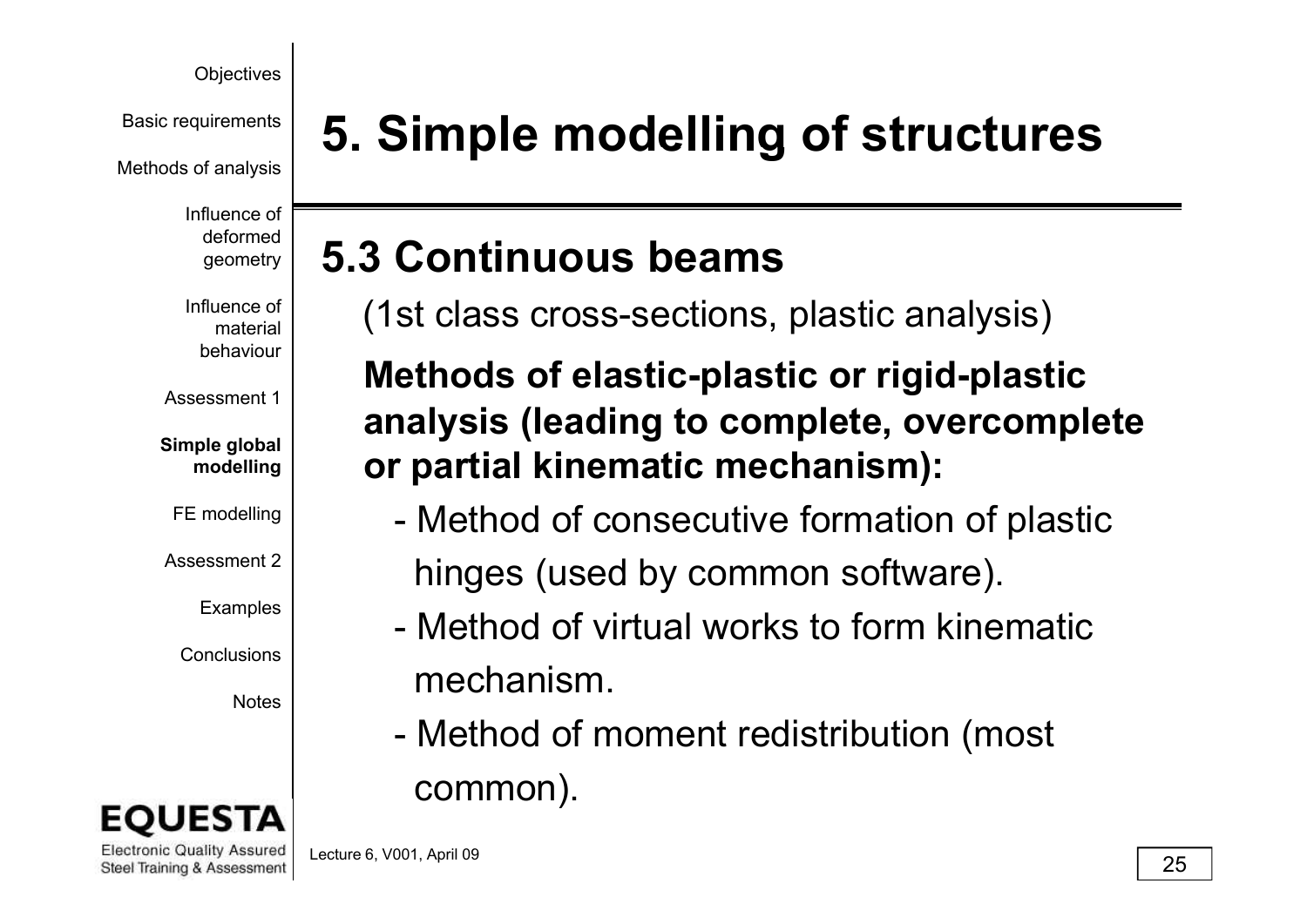# 5. Simple modelling of structures

## 5.3 Continuous beams

(1st class cross-sections, plastic analysis)

**Methods of elastic-plastic or rigid-plastic analysis (leading to complete, overcomplete or partial kinematic mechanism):**

- Method of consecutive formation of plastic hinges (used by common software).
- Method of virtual works to form kinematic mechanism.
- Method of moment redistribution (most common).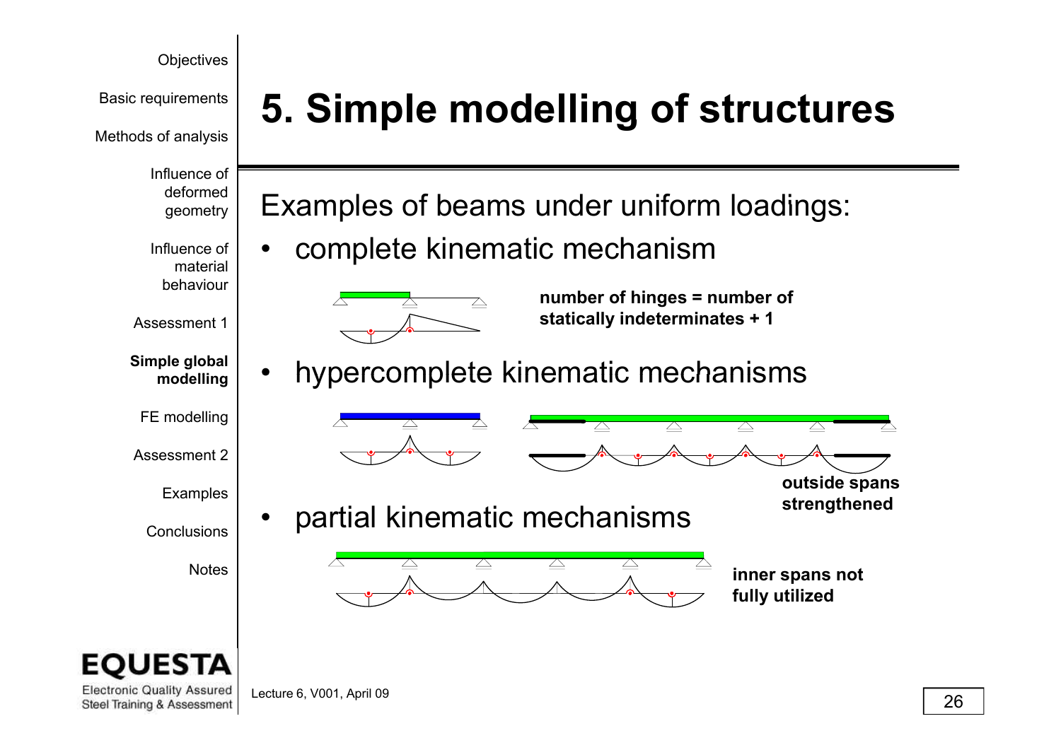# 5. Simple modelling of structures

Examples of beams under uniform loadings:

- complete kinematic mechanism

**number of hinges = number of statically indeterminates + 1**

- hypercomplete kinematic mechanisms

**outside spans strengthened**

- partial kinematic mechanisms

**inner spans not fully utilized**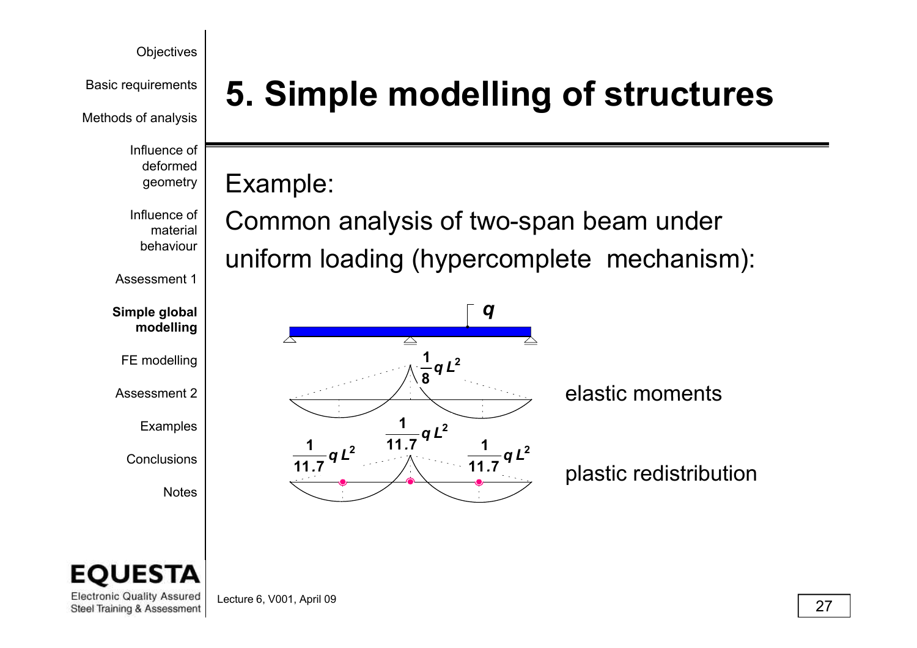# 5. Simple modelling of structures

Example:

Common analysis of two-span beam under uniform loading (hypercomplete mechanism):

$q$

$\frac{1}{8} q L^2$

elastic moments

$\frac{1}{11.7} q L^2$ $\frac{1}{11.7} q L^2$ $\frac{1}{11.7} q L^2$

plastic redistribution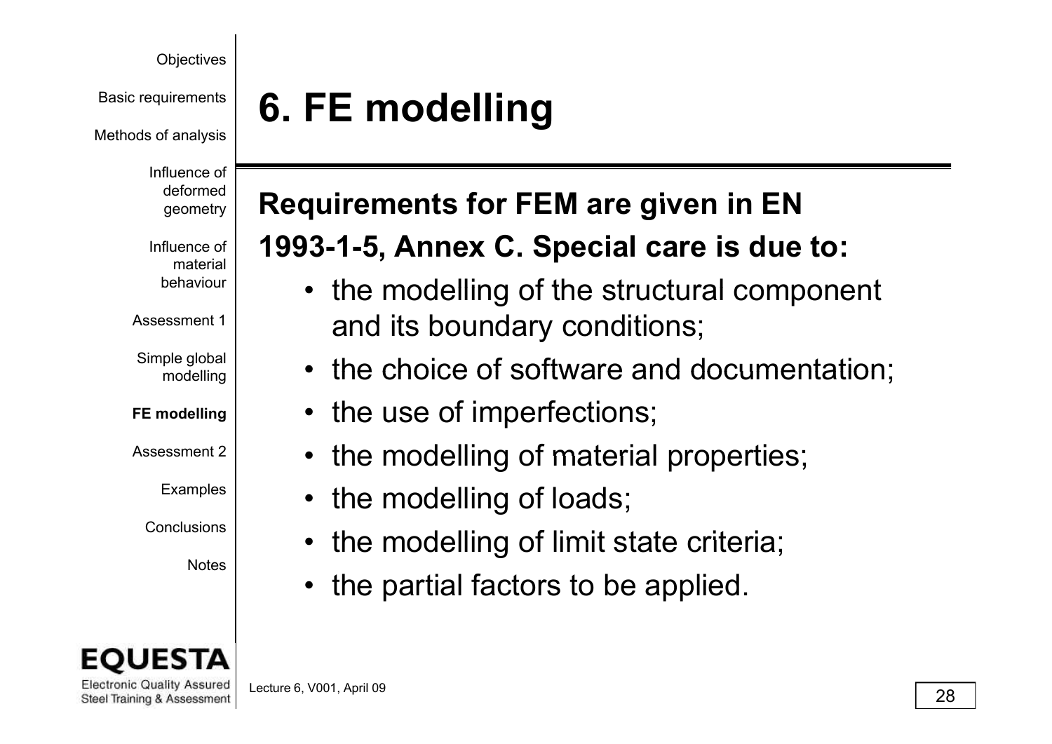# 6. FE modelling

**Requirements for FEM are given in EN 1993-1-5, Annex C. Special care is due to:**

- the modelling of the structural component and its boundary conditions;
- the choice of software and documentation;
- the use of imperfections;
- the modelling of material properties;
- the modelling of loads;
- the modelling of limit state criteria;
- the partial factors to be applied.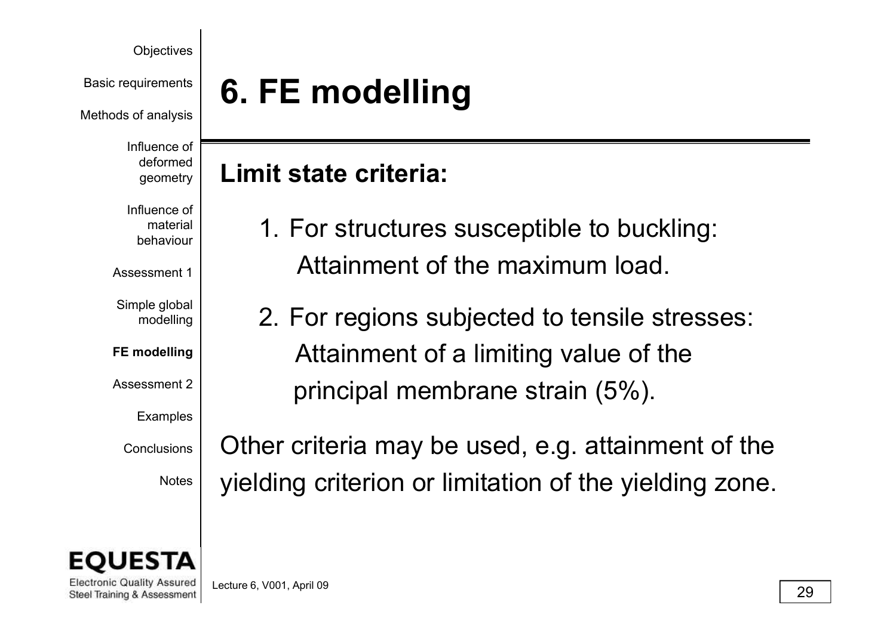# 6. FE modelling

**Limit state criteria:**

1. For structures susceptible to buckling:
   Attainment of the maximum load.
2. For regions subjected to tensile stresses:
   Attainment of a limiting value of the principal membrane strain (5%).

Other criteria may be used, e.g. attainment of the yielding criterion or limitation of the yielding zone.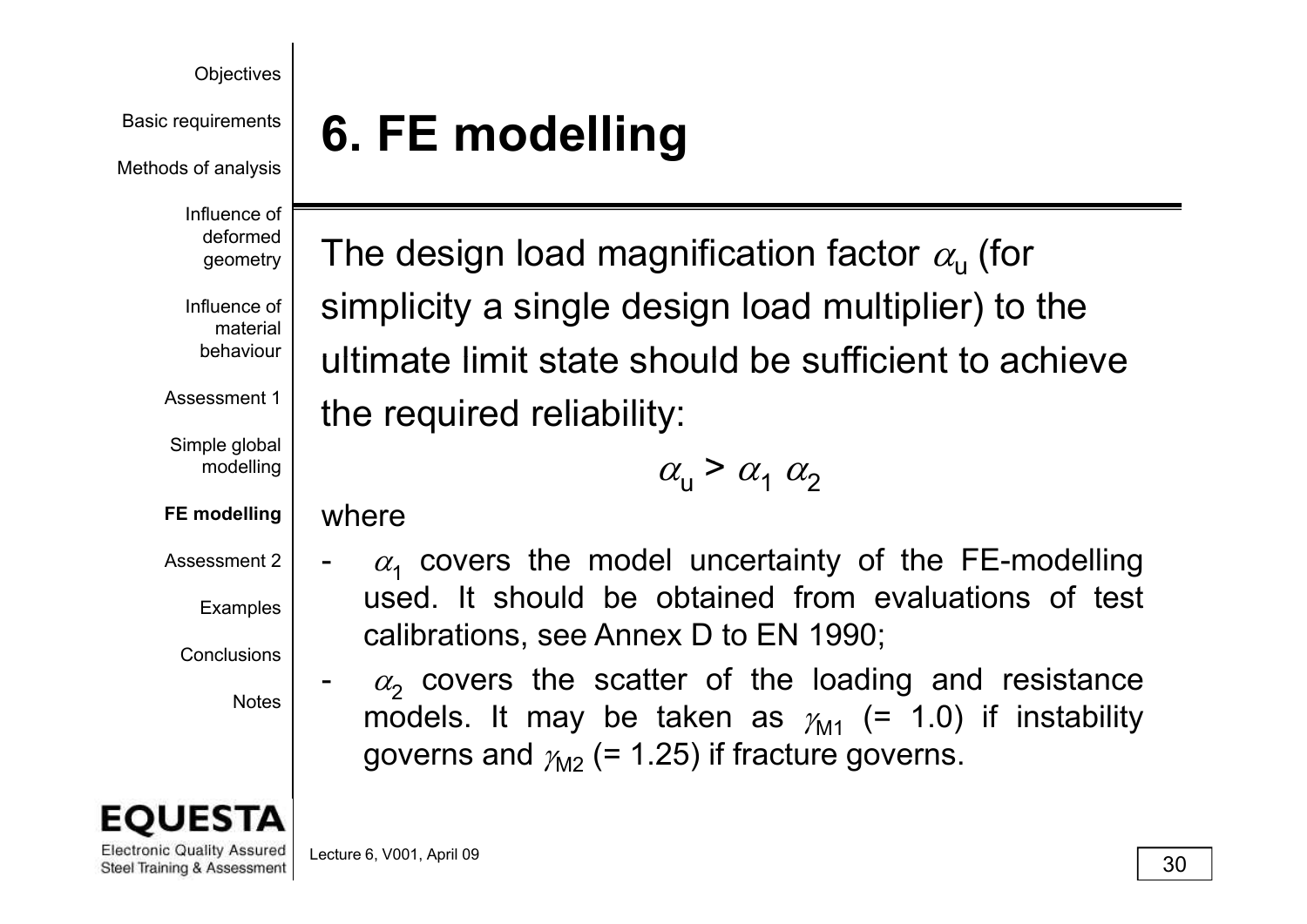# 6. FE modelling

The design load magnification factor $\alpha_u$ (for simplicity a single design load multiplier) to the ultimate limit state should be sufficient to achieve the required reliability:

$$\alpha_u > \alpha_1 \, \alpha_2$$

where

- $\alpha_1$ covers the model uncertainty of the FE-modelling used. It should be obtained from evaluations of test calibrations, see Annex D to EN 1990;
- $\alpha_2$ covers the scatter of the loading and resistance models. It may be taken as $\gamma_{M1}$ (= 1.0) if instability governs and $\gamma_{M2}$ (= 1.25) if fracture governs.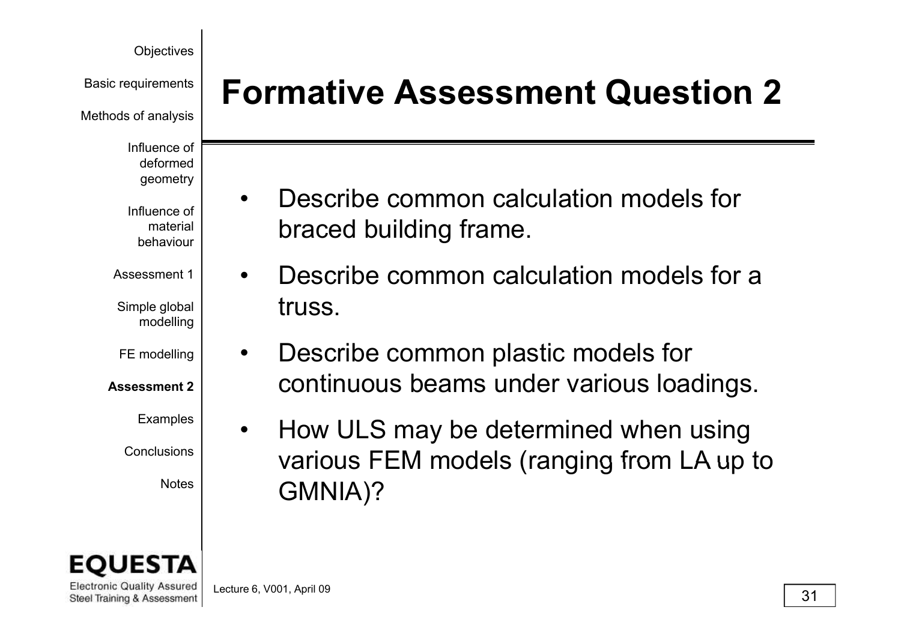# Formative Assessment Question 2

- Describe common calculation models for braced building frame.
- Describe common calculation models for a truss.
- Describe common plastic models for continuous beams under various loadings.
- How ULS may be determined when using various FEM models (ranging from LA up to GMNIA)?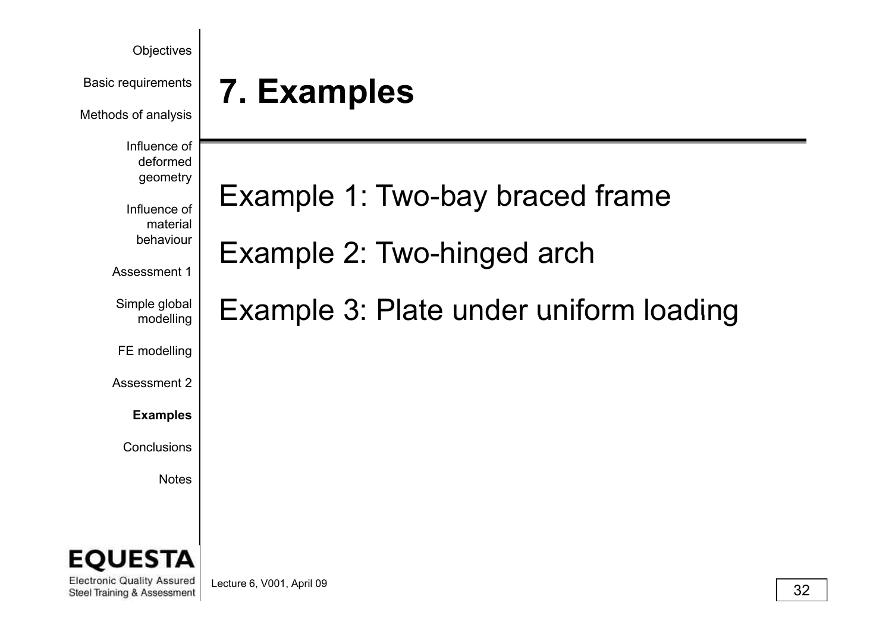# 7. Examples

Example 1: Two-bay braced frame

Example 2: Two-hinged arch

Example 3: Plate under uniform loading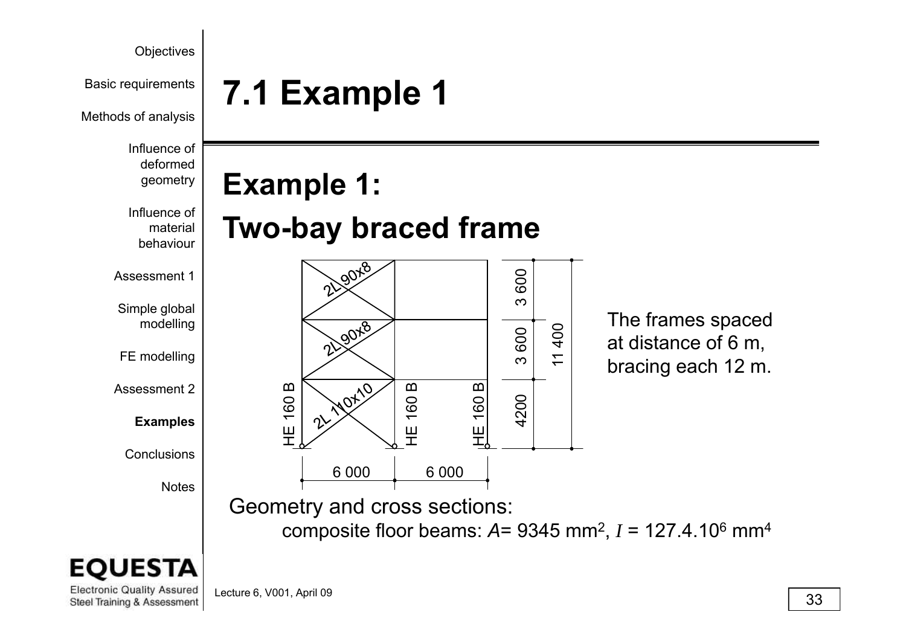# 7.1 Example 1

## Example 1:

## Two-bay braced frame

The frames spaced at distance of 6 m, bracing each 12 m.

Geometry and cross sections:

composite floor beams: $A$= 9345 mm$^2$, $I$ = 127.4.10$^6$ mm$^4$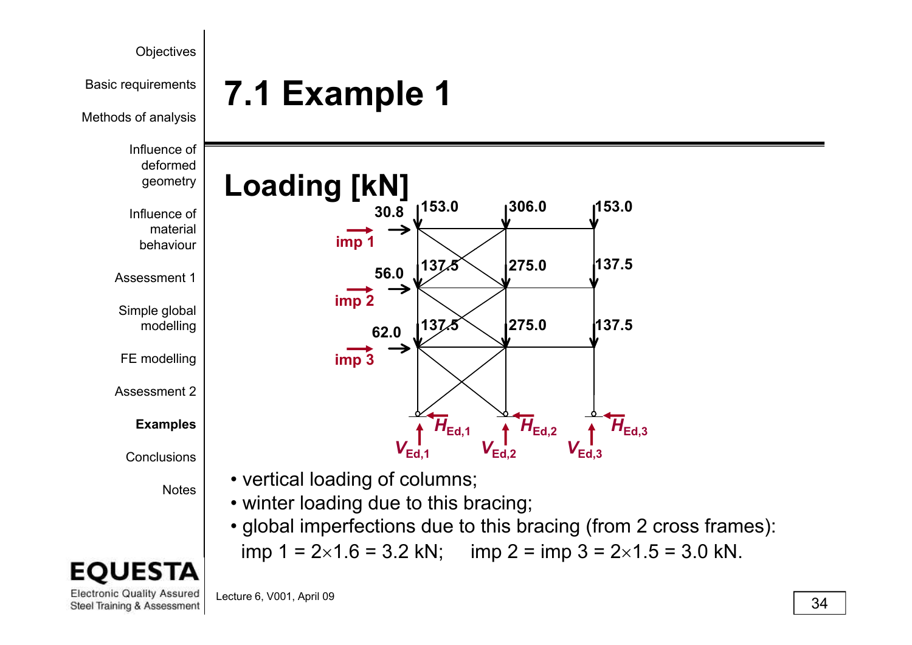# 7.1 Example 1

## Loading [kN]

- vertical loading of columns;
- winter loading due to this bracing;
- global imperfections due to this bracing (from 2 cross frames):

  imp 1 = 2×1.6 = 3.2 kN;  imp 2 = imp 3 = 2×1.5 = 3.0 kN.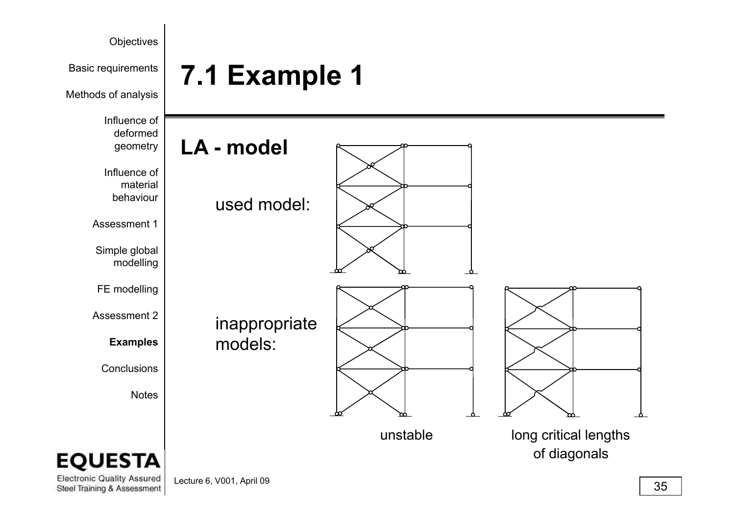# 7.1 Example 1

## LA - model

used model:

inappropriate models:

unstable

long critical lengths of diagonals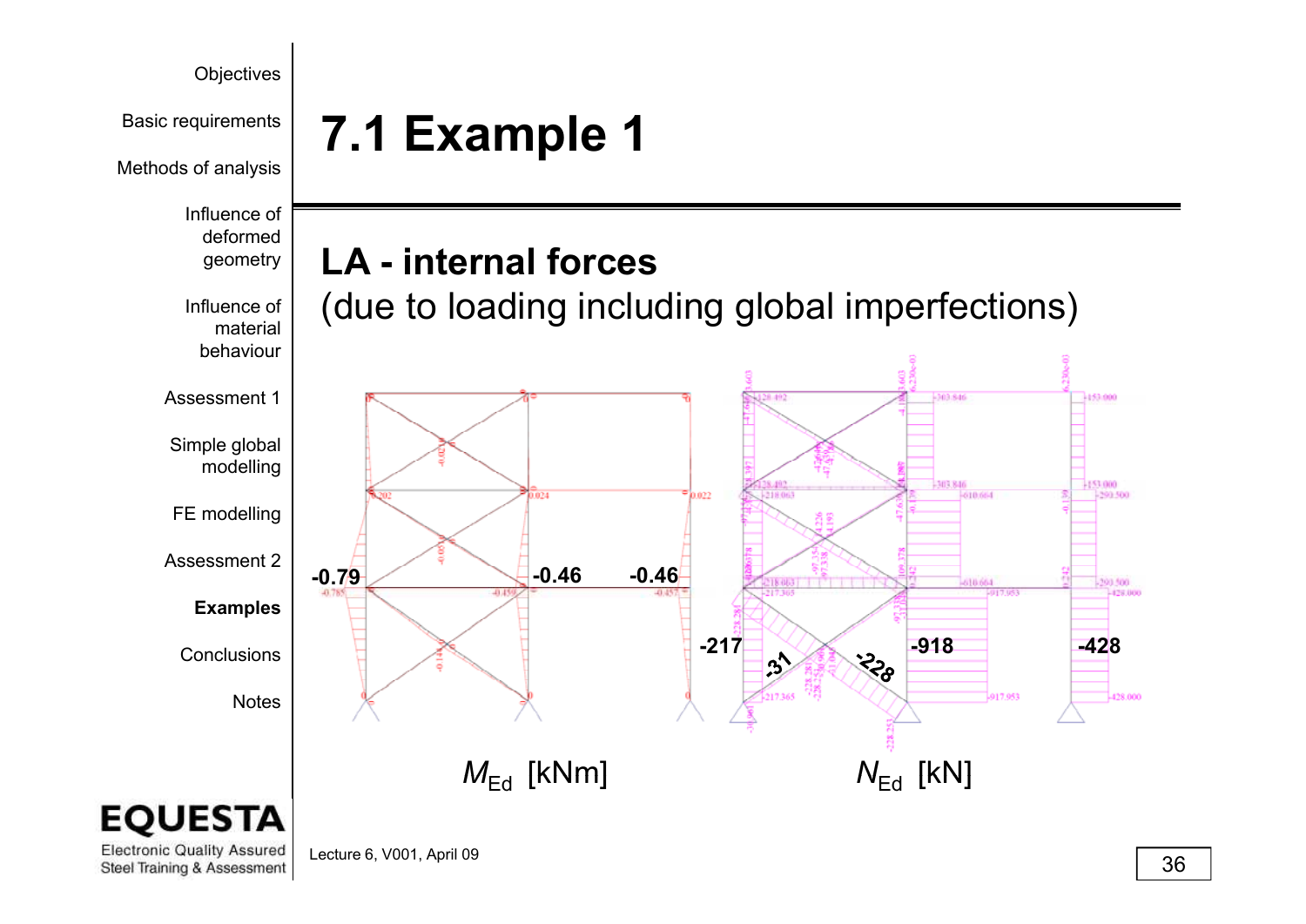# 7.1 Example 1

## LA - internal forces

(due to loading including global imperfections)

-0.79 -0.46 -0.46

-217 -31 -228 -918 -428

$M_{Ed}$ [kNm]

$N_{Ed}$ [kN]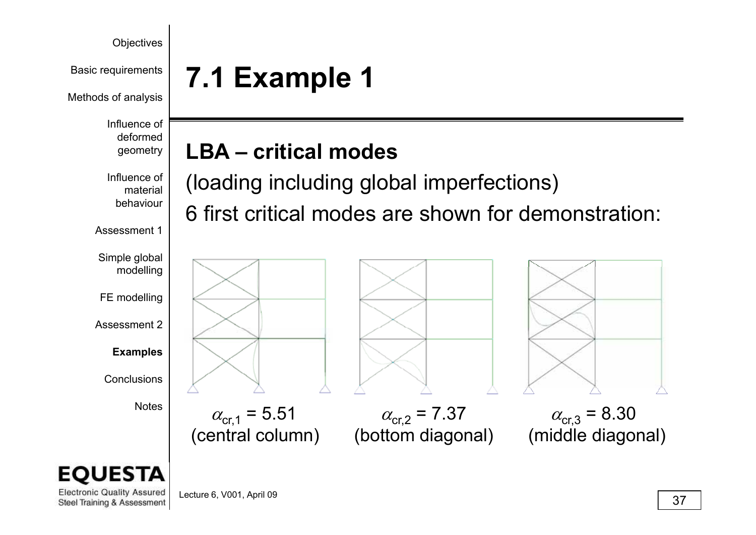# 7.1 Example 1

## LBA – critical modes

(loading including global imperfections)

6 first critical modes are shown for demonstration:

$\alpha_{cr,1}$ = 5.51 (central column)

$\alpha_{cr,2}$ = 7.37 (bottom diagonal)

$\alpha_{cr,3}$ = 8.30 (middle diagonal)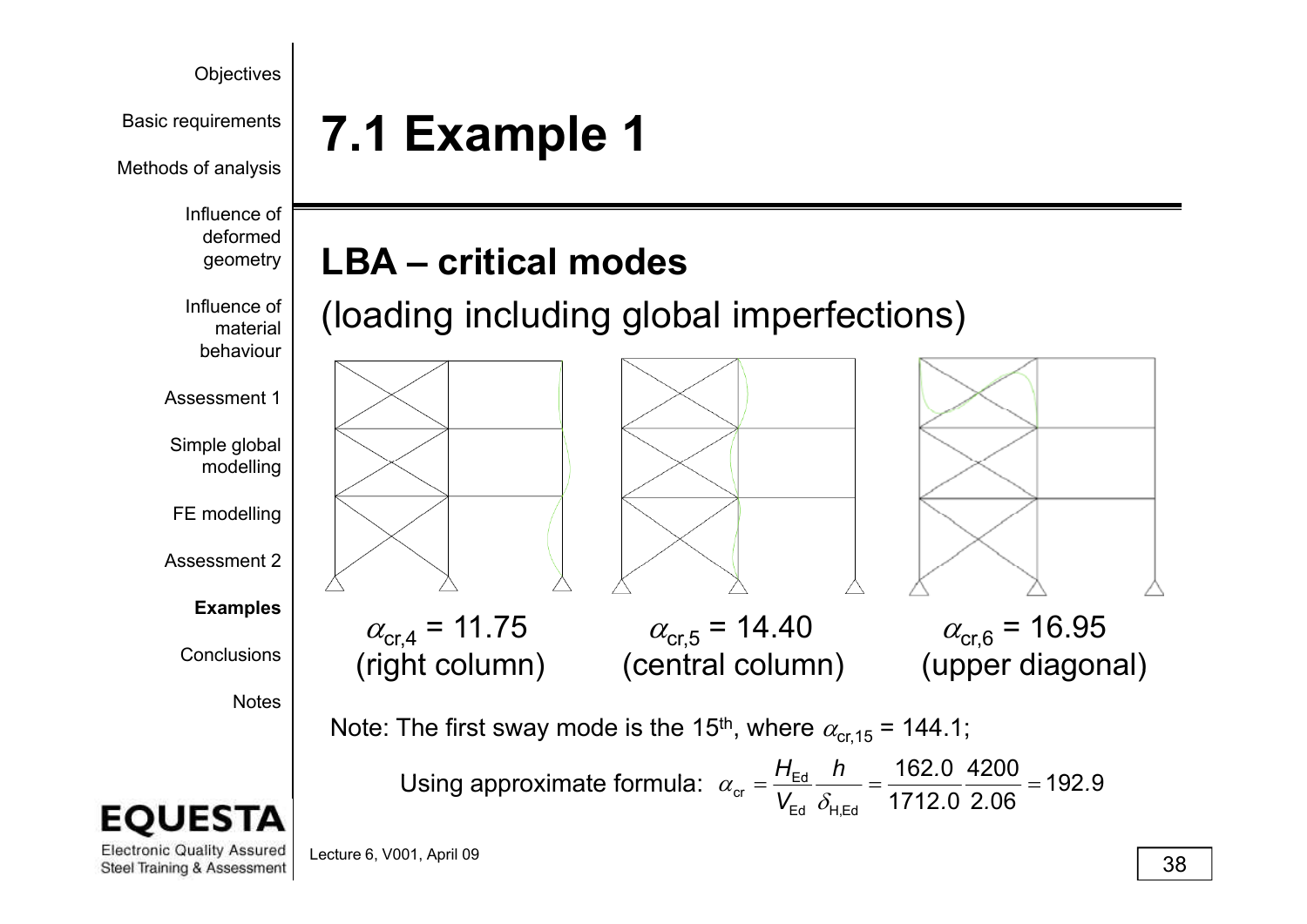# 7.1 Example 1

## LBA – critical modes

(loading including global imperfections)

$\alpha_{cr,4}$ = 11.75 (right column)

$\alpha_{cr,5}$ = 14.40 (central column)

$\alpha_{cr,6}$ = 16.95 (upper diagonal)

Note: The first sway mode is the 15th, where $\alpha_{cr,15}$ = 144.1;

Using approximate formula: $\alpha_{cr} = \frac{H_{Ed}}{V_{Ed}} \frac{h}{\delta_{H,Ed}} = \frac{162.0}{1712.0} \frac{4200}{2.06} = 192.9$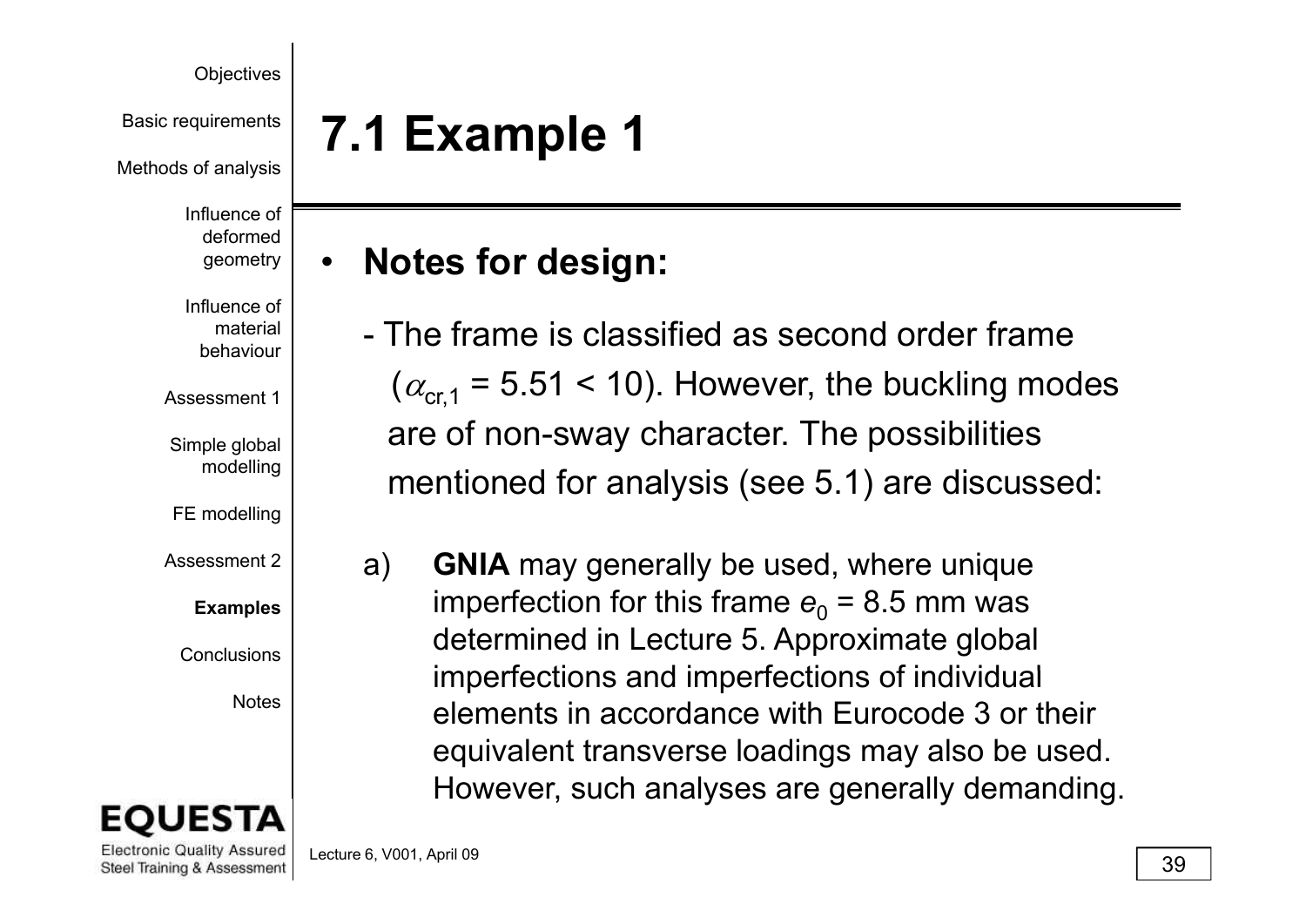# 7.1 Example 1

- **Notes for design:**

  - The frame is classified as second order frame ($\alpha_{cr,1}$ = 5.51 < 10). However, the buckling modes are of non-sway character. The possibilities mentioned for analysis (see 5.1) are discussed:

  a) **GNIA** may generally be used, where unique imperfection for this frame $e_0$ = 8.5 mm was determined in Lecture 5. Approximate global imperfections and imperfections of individual elements in accordance with Eurocode 3 or their equivalent transverse loadings may also be used. However, such analyses are generally demanding.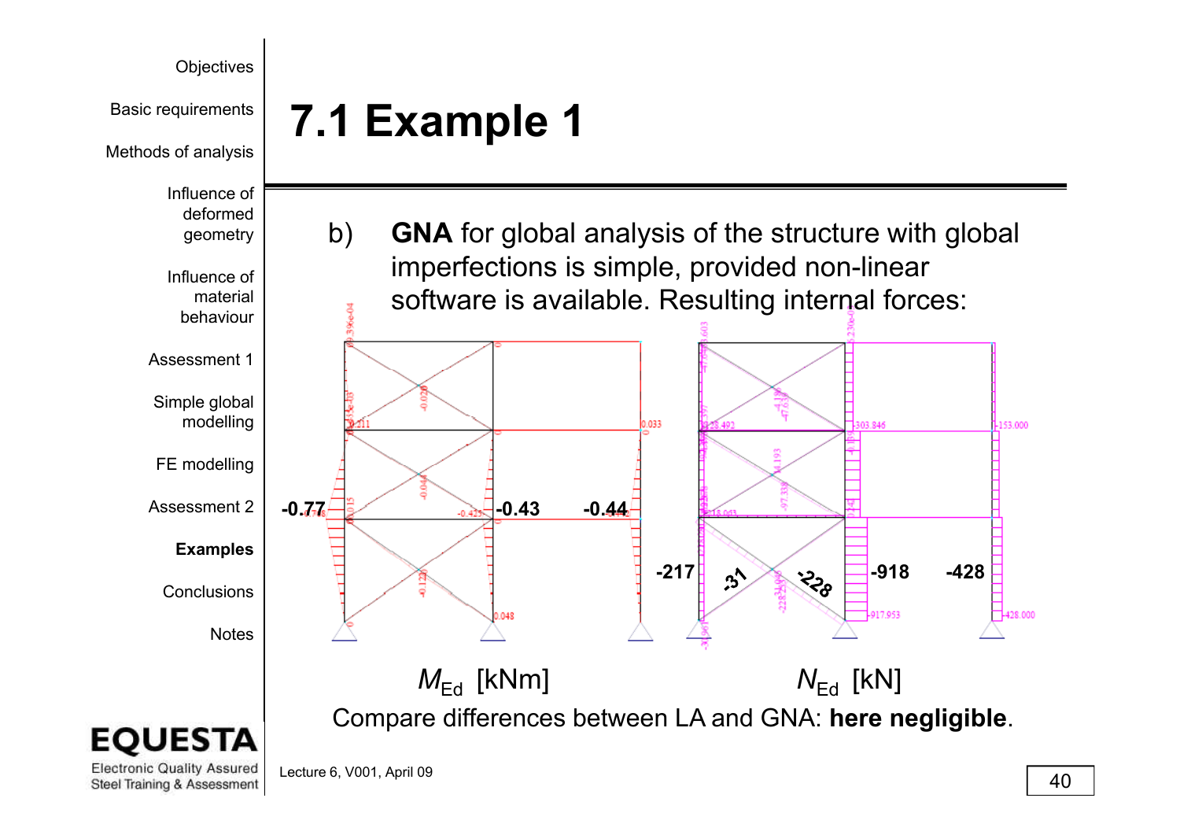# 7.1 Example 1

b) **GNA** for global analysis of the structure with global imperfections is simple, provided non-linear software is available. Resulting internal forces:

-0.77 -0.43 -0.44

-217 -31 -228 -918 -428

$M_{Ed}$ [kNm] $N_{Ed}$ [kN]

Compare differences between LA and GNA: **here negligible**.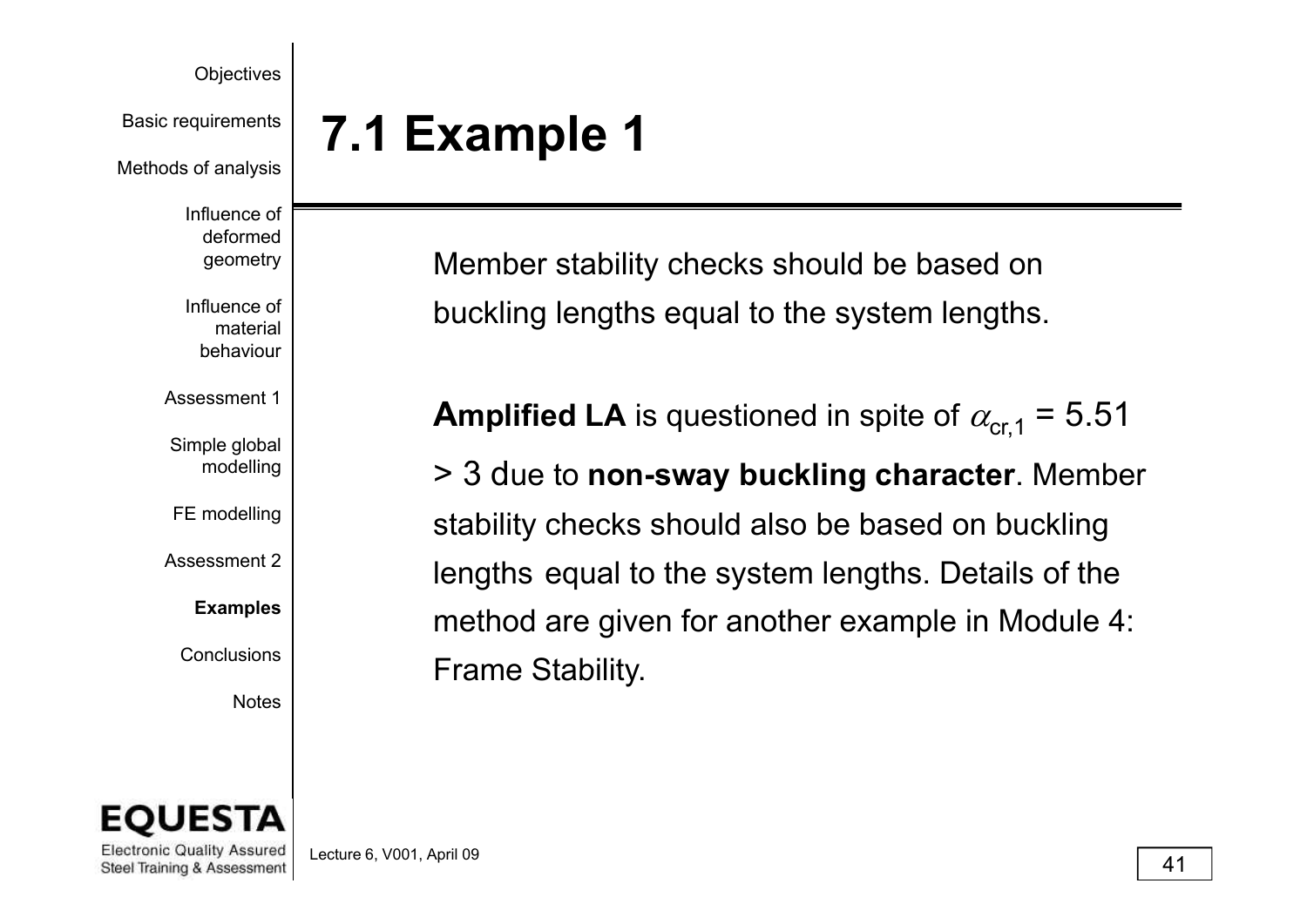# 7.1 Example 1

Member stability checks should be based on buckling lengths equal to the system lengths.

**Amplified LA** is questioned in spite of $\alpha_{cr,1}$ = 5.51 > 3 due to **non-sway buckling character**. Member stability checks should also be based on buckling lengths equal to the system lengths. Details of the method are given for another example in Module 4: Frame Stability.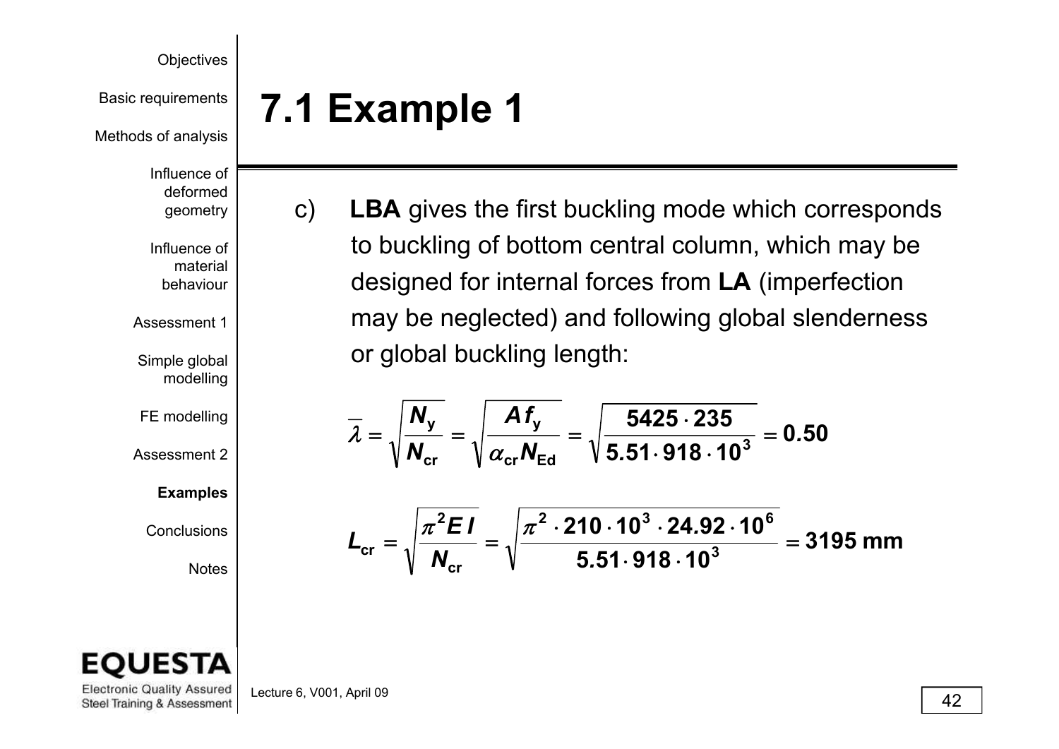# 7.1 Example 1

c) **LBA** gives the first buckling mode which corresponds to buckling of bottom central column, which may be designed for internal forces from **LA** (imperfection may be neglected) and following global slenderness or global buckling length:

$$\overline{\lambda} = \sqrt{\frac{N_y}{N_{cr}}} = \sqrt{\frac{A f_y}{\alpha_{cr} N_{Ed}}} = \sqrt{\frac{5425 \cdot 235}{5.51 \cdot 918 \cdot 10^3}} = 0.50$$

$$L_{cr} = \sqrt{\frac{\pi^2 E I}{N_{cr}}} = \sqrt{\frac{\pi^2 \cdot 210 \cdot 10^3 \cdot 24.92 \cdot 10^6}{5.51 \cdot 918 \cdot 10^3}} = 3195 \text{ mm}$$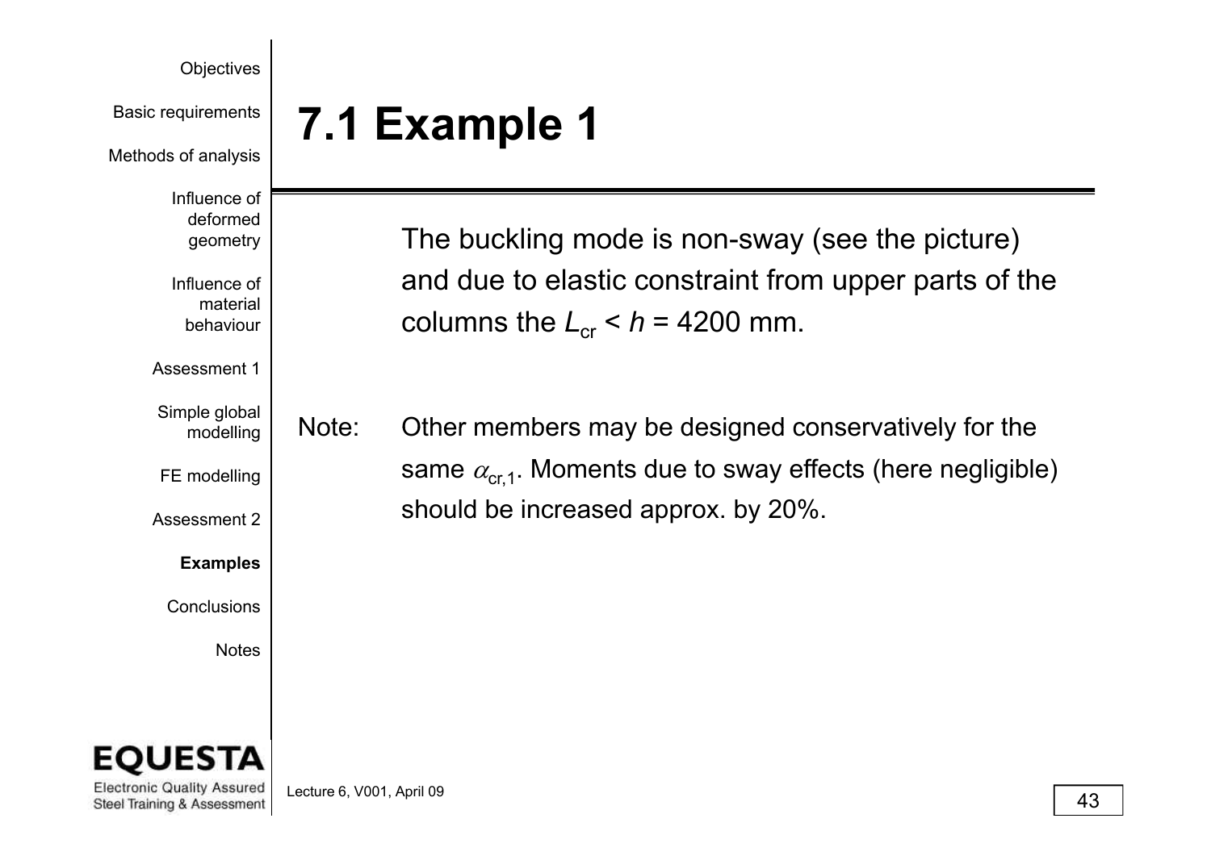## 7.1 Example 1

The buckling mode is non-sway (see the picture) and due to elastic constraint from upper parts of the columns the $L_{cr} < h = 4200$ mm.

Note: Other members may be designed conservatively for the same $\alpha_{cr,1}$. Moments due to sway effects (here negligible) should be increased approx. by 20%.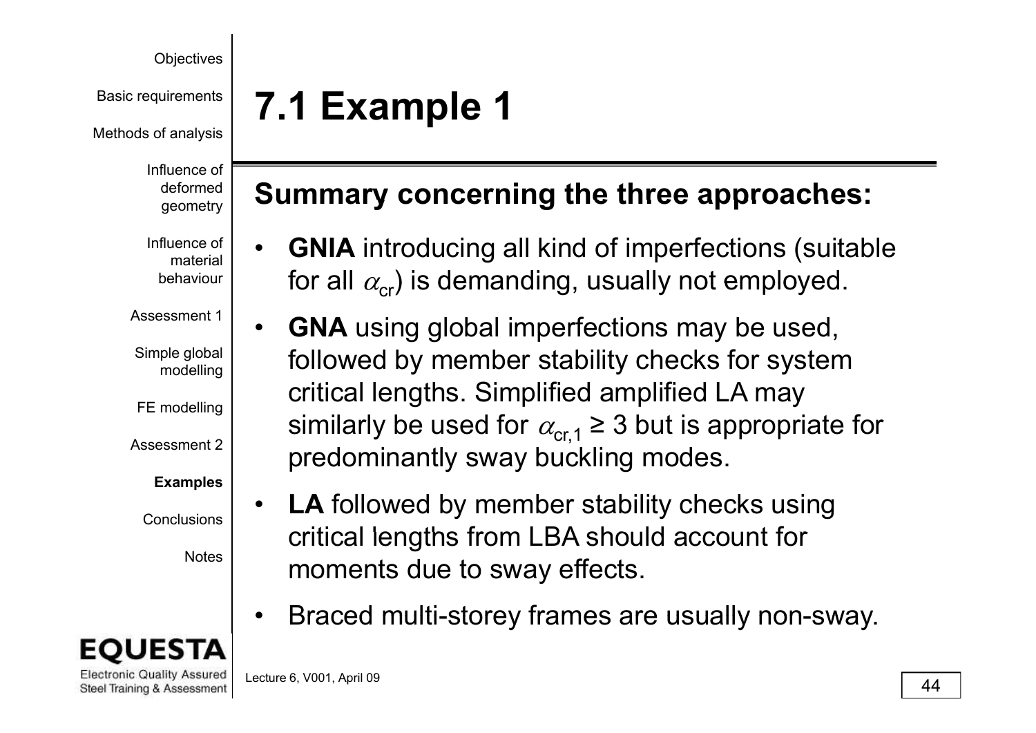# 7.1 Example 1

## Summary concerning the three approaches:

- **GNIA** introducing all kind of imperfections (suitable for all $\alpha_{cr}$) is demanding, usually not employed.
- **GNA** using global imperfections may be used, followed by member stability checks for system critical lengths. Simplified amplified LA may similarly be used for $\alpha_{cr,1} \geq 3$ but is appropriate for predominantly sway buckling modes.
- **LA** followed by member stability checks using critical lengths from LBA should account for moments due to sway effects.
- Braced multi-storey frames are usually non-sway.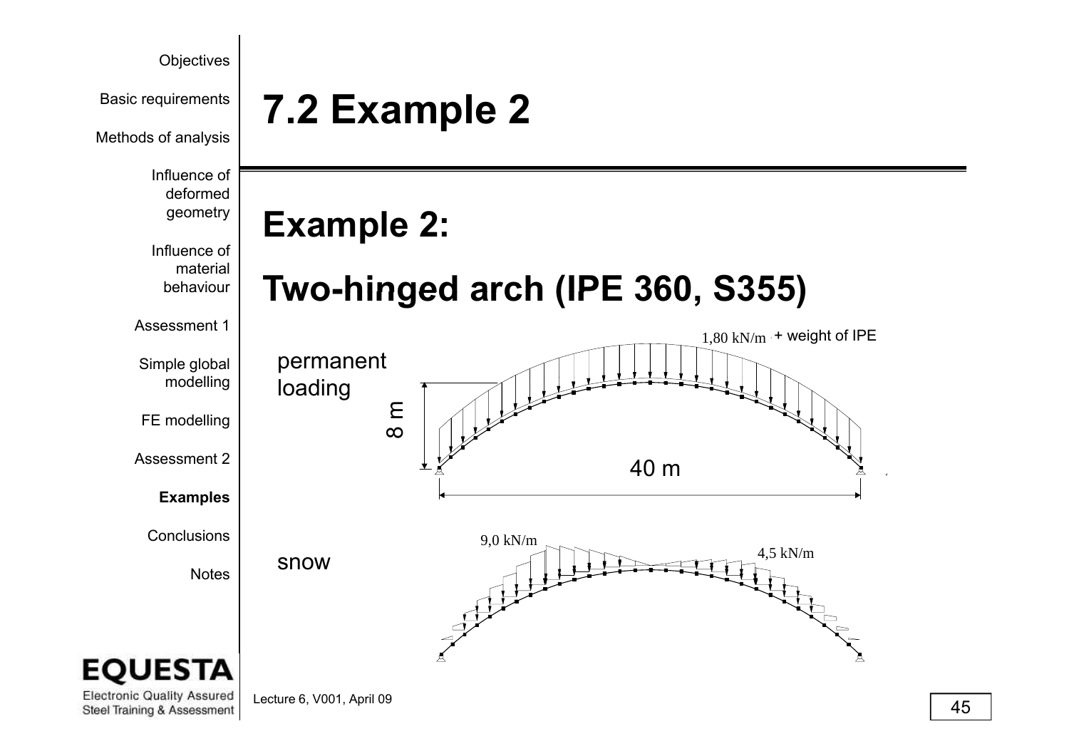# 7.2 Example 2

## Example 2:

## Two-hinged arch (IPE 360, S355)

permanent loading

1,80 kN/m + weight of IPE

8 m

40 m

snow

9,0 kN/m

4,5 kN/m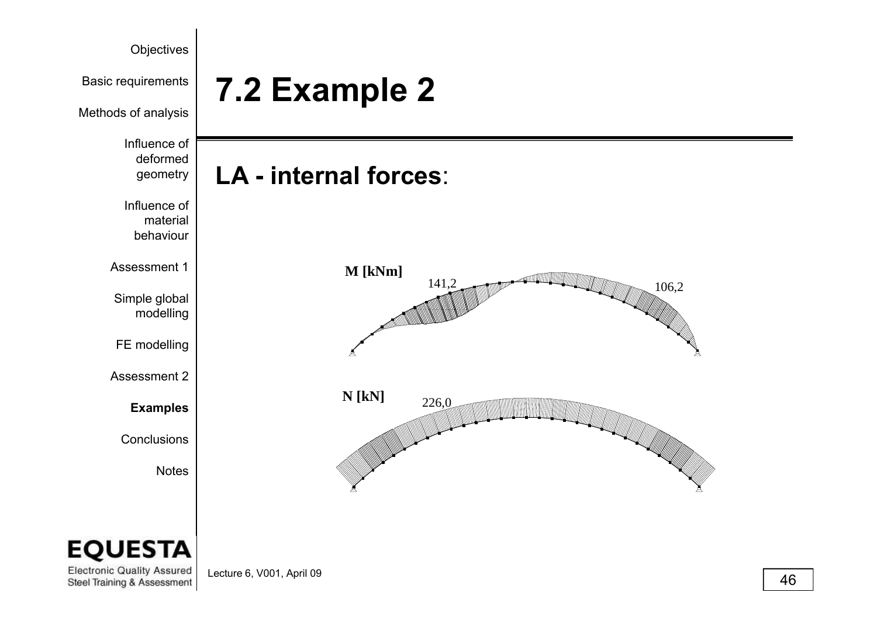# 7.2 Example 2

## LA - internal forces:

M [kNm]

141,2

106,2

N [kN]

226,0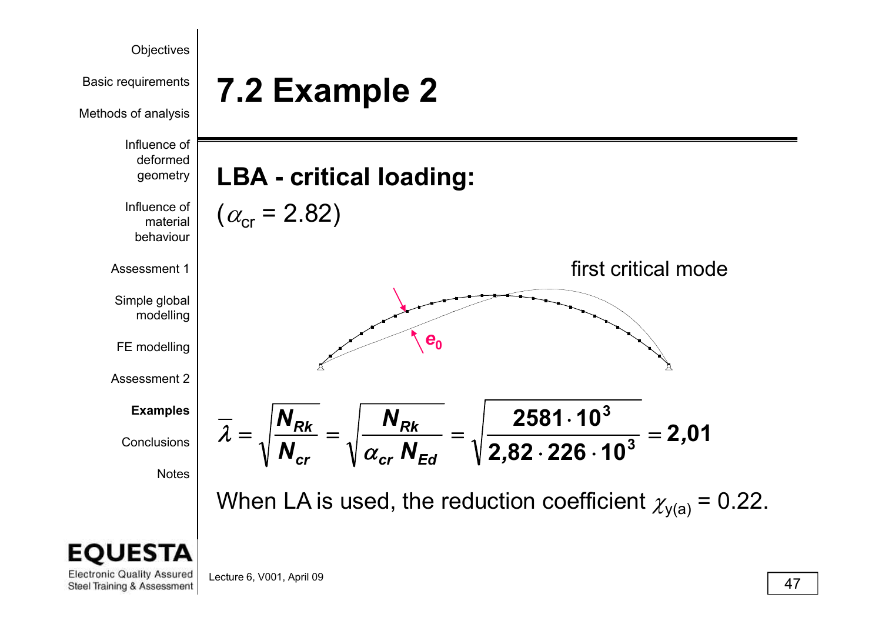# 7.2 Example 2

## LBA - critical loading:

($\alpha_{cr}$ = 2.82)

first critical mode

$e_0$

$$\bar{\lambda} = \sqrt{\frac{N_{Rk}}{N_{cr}}} = \sqrt{\frac{N_{Rk}}{\alpha_{cr}\, N_{Ed}}} = \sqrt{\frac{2581 \cdot 10^3}{2{,}82 \cdot 226 \cdot 10^3}} = 2{,}01$$

When LA is used, the reduction coefficient $\chi_{y(a)}$ = 0.22.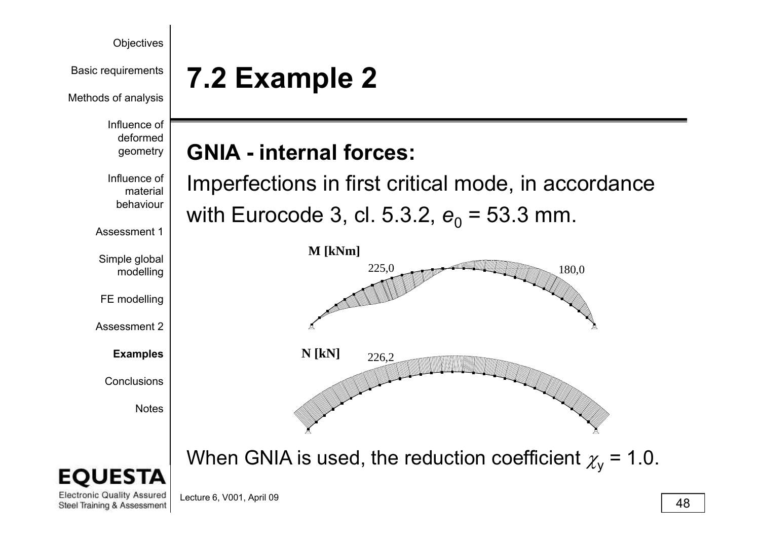# 7.2 Example 2

## GNIA - internal forces:

Imperfections in first critical mode, in accordance with Eurocode 3, cl. 5.3.2, $e_0$ = 53.3 mm.

**M [kNm]**

225,0

180,0

**N [kN]**

226,2

When GNIA is used, the reduction coefficient $\chi_y$ = 1.0.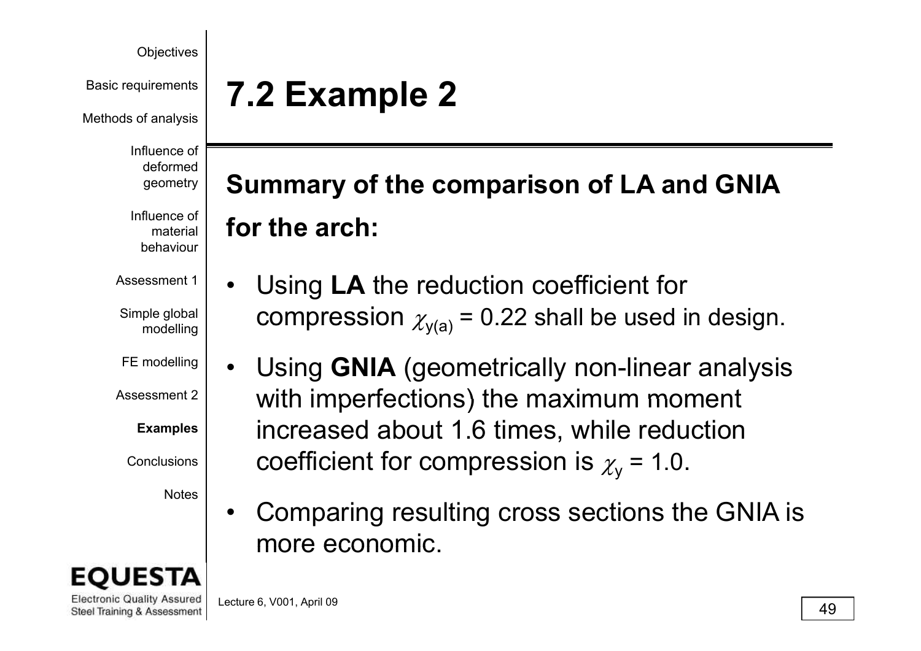# 7.2 Example 2

**Summary of the comparison of LA and GNIA for the arch:**

- Using **LA** the reduction coefficient for compression $\chi_{y(a)}$ = 0.22 shall be used in design.
- Using **GNIA** (geometrically non-linear analysis with imperfections) the maximum moment increased about 1.6 times, while reduction coefficient for compression is $\chi_y$ = 1.0.
- Comparing resulting cross sections the GNIA is more economic.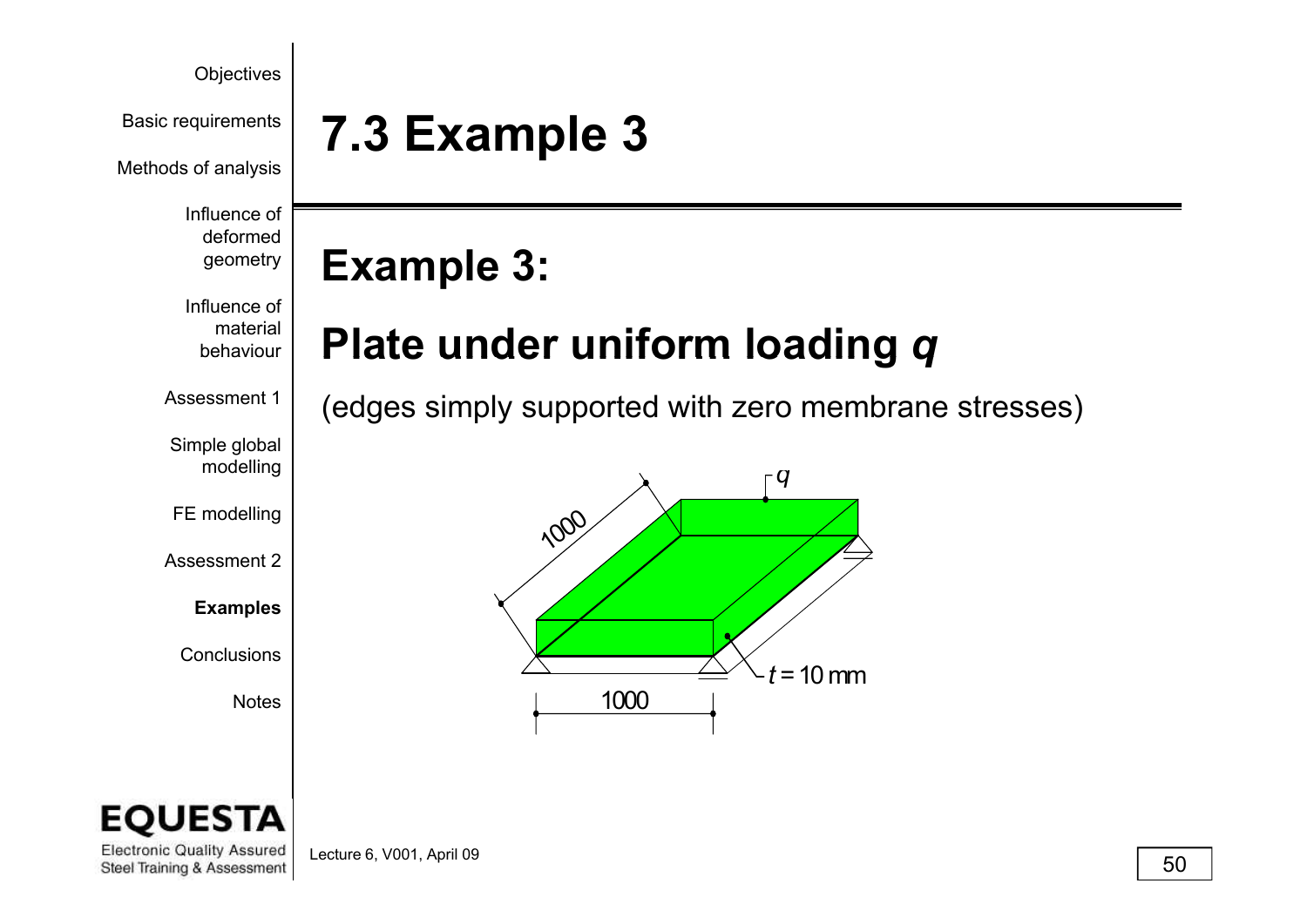# 7.3 Example 3

## Example 3:

## Plate under uniform loading *q*

(edges simply supported with zero membrane stresses)

1000

$q$

$t = 10$ mm

1000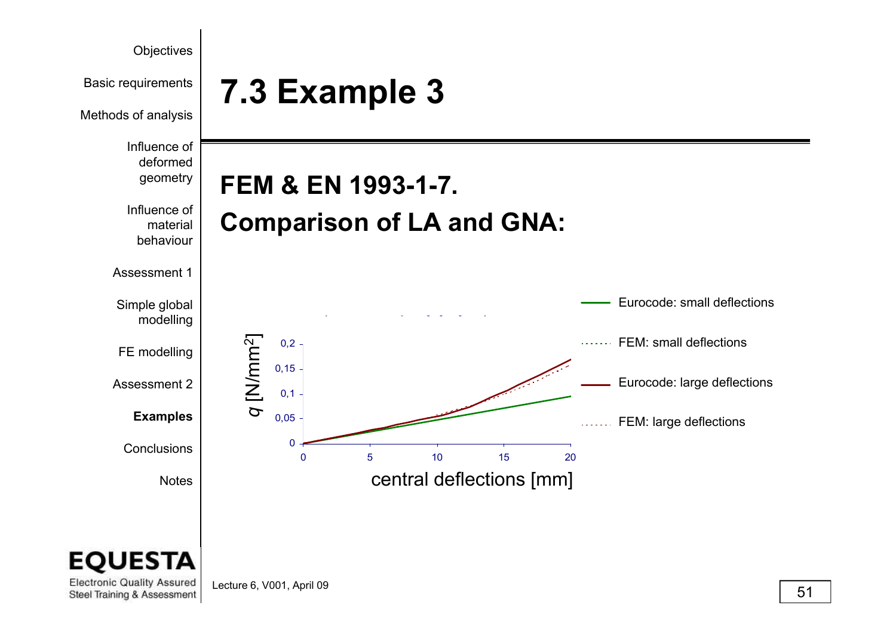# 7.3 Example 3

## FEM & EN 1993-1-7.

## Comparison of LA and GNA:

- Eurocode: small deflections
- FEM: small deflections
- Eurocode: large deflections
- FEM: large deflections

$q$ [N/mm$^2$]

0,2
0,15
0,1
0,05
0

0 5 10 15 20

central deflections [mm]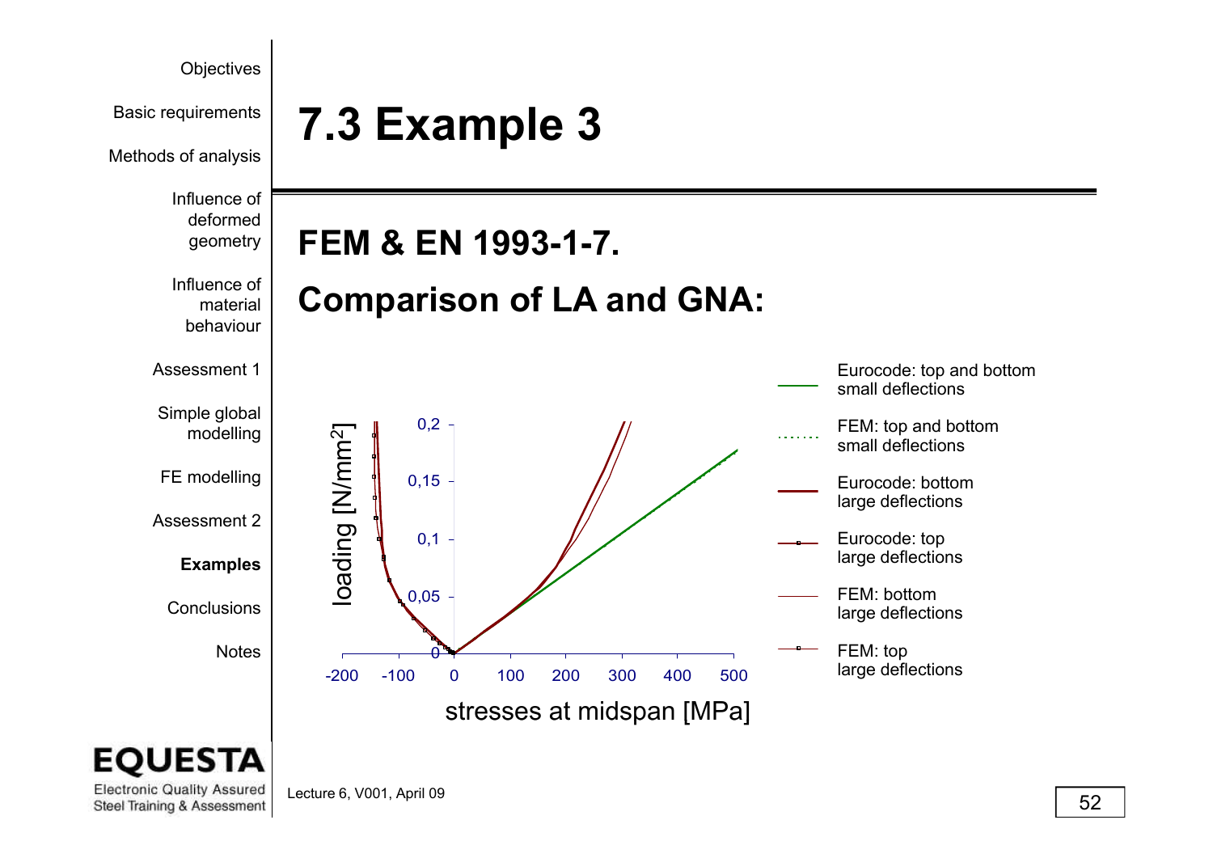# 7.3 Example 3

## FEM & EN 1993-1-7.

## Comparison of LA and GNA:

loading [N/mm$^2$]

0,2
0,15
0,1
0,05
0

-200 -100 0 100 200 300 400 500

stresses at midspan [MPa]

- Eurocode: top and bottom small deflections
- FEM: top and bottom small deflections
- Eurocode: bottom large deflections
- Eurocode: top large deflections
- FEM: bottom large deflections
- FEM: top large deflections

Lecture 6, V001, April 09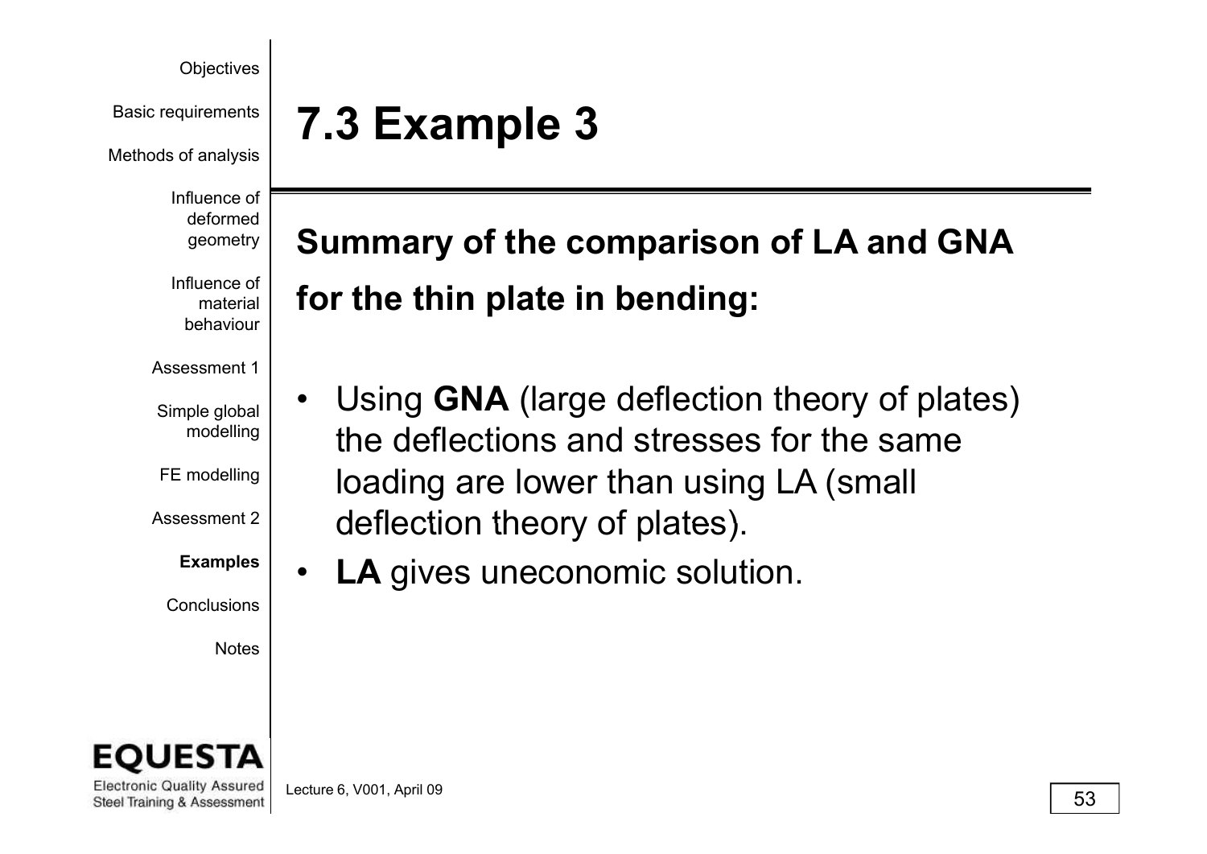# 7.3 Example 3

**Summary of the comparison of LA and GNA for the thin plate in bending:**

- Using **GNA** (large deflection theory of plates) the deflections and stresses for the same loading are lower than using LA (small deflection theory of plates).
- **LA** gives uneconomic solution.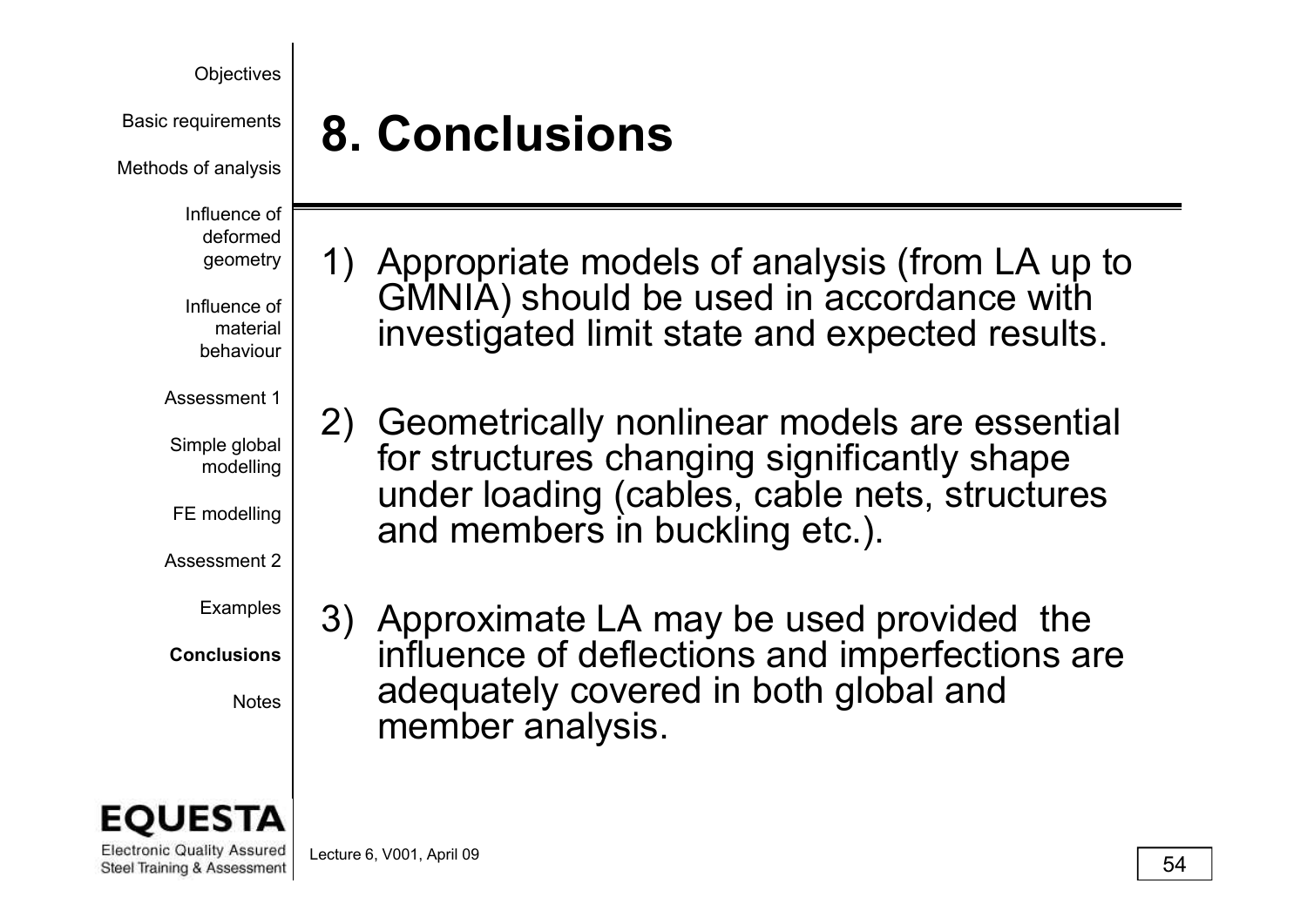# 8. Conclusions

1) Appropriate models of analysis (from LA up to GMNIA) should be used in accordance with investigated limit state and expected results.

2) Geometrically nonlinear models are essential for structures changing significantly shape under loading (cables, cable nets, structures and members in buckling etc.).

3) Approximate LA may be used provided the influence of deflections and imperfections are adequately covered in both global and member analysis.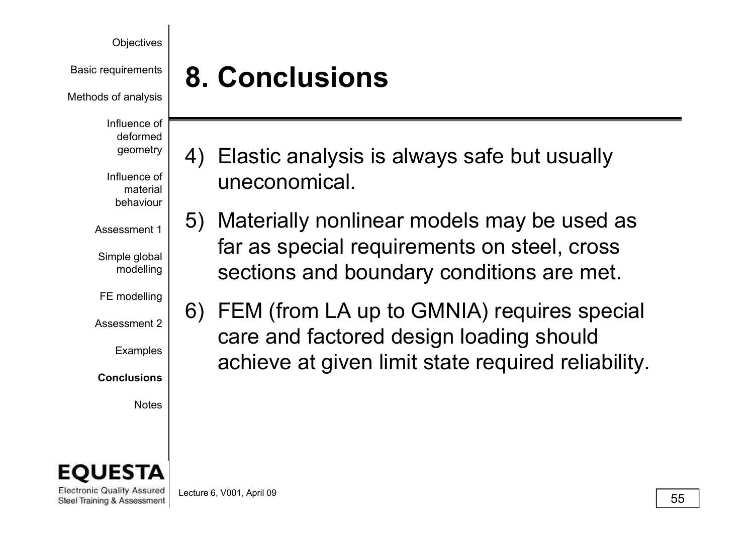# 8. Conclusions

4) Elastic analysis is always safe but usually uneconomical.

5) Materially nonlinear models may be used as far as special requirements on steel, cross sections and boundary conditions are met.

6) FEM (from LA up to GMNIA) requires special care and factored design loading should achieve at given limit state required reliability.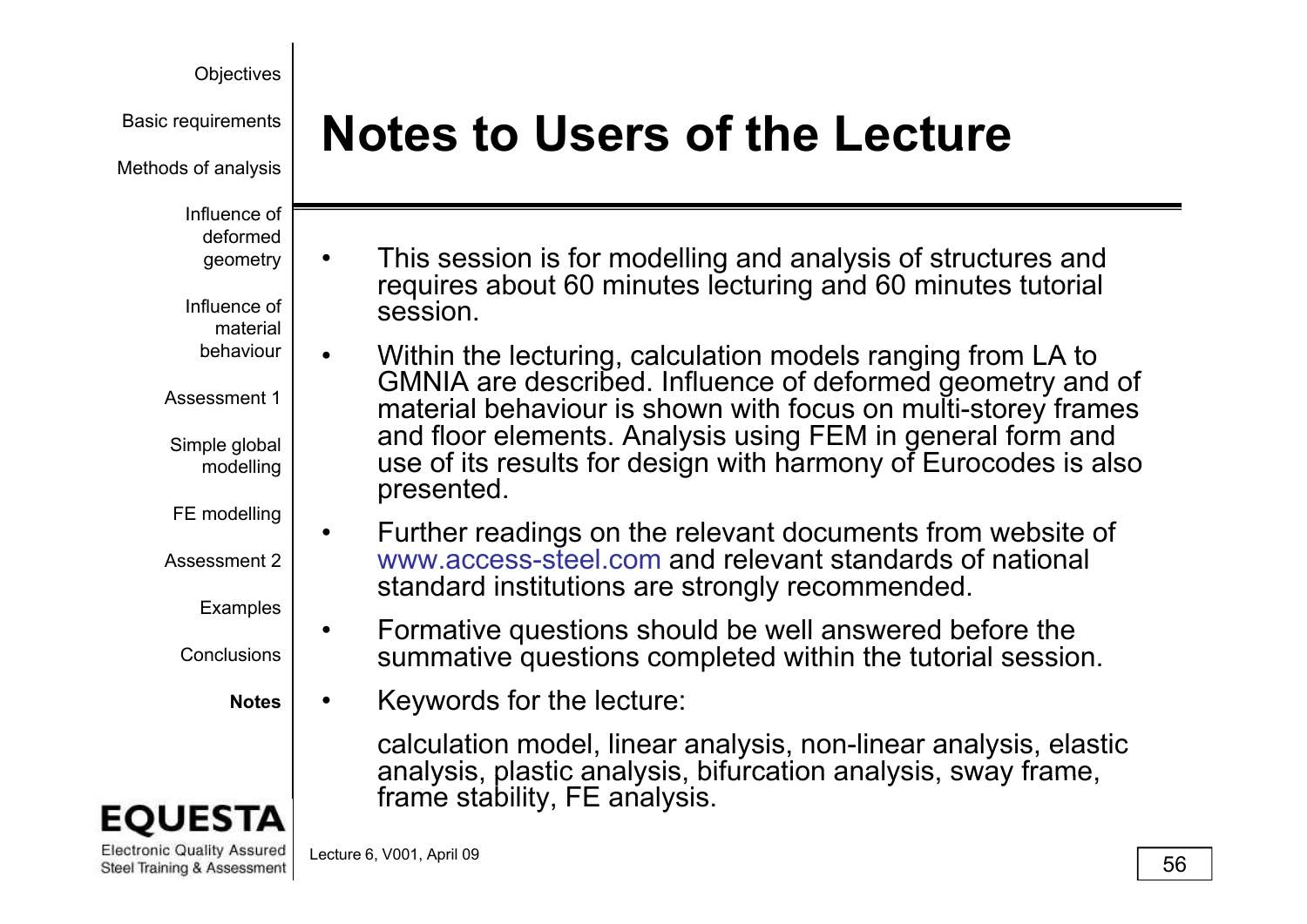# Notes to Users of the Lecture

- This session is for modelling and analysis of structures and requires about 60 minutes lecturing and 60 minutes tutorial session.
- Within the lecturing, calculation models ranging from LA to GMNIA are described. Influence of deformed geometry and of material behaviour is shown with focus on multi-storey frames and floor elements. Analysis using FEM in general form and use of its results for design with harmony of Eurocodes is also presented.
- Further readings on the relevant documents from website of www.access-steel.com and relevant standards of national standard institutions are strongly recommended.
- Formative questions should be well answered before the summative questions completed within the tutorial session.
- Keywords for the lecture:

  calculation model, linear analysis, non-linear analysis, elastic analysis, plastic analysis, bifurcation analysis, sway frame, frame stability, FE analysis.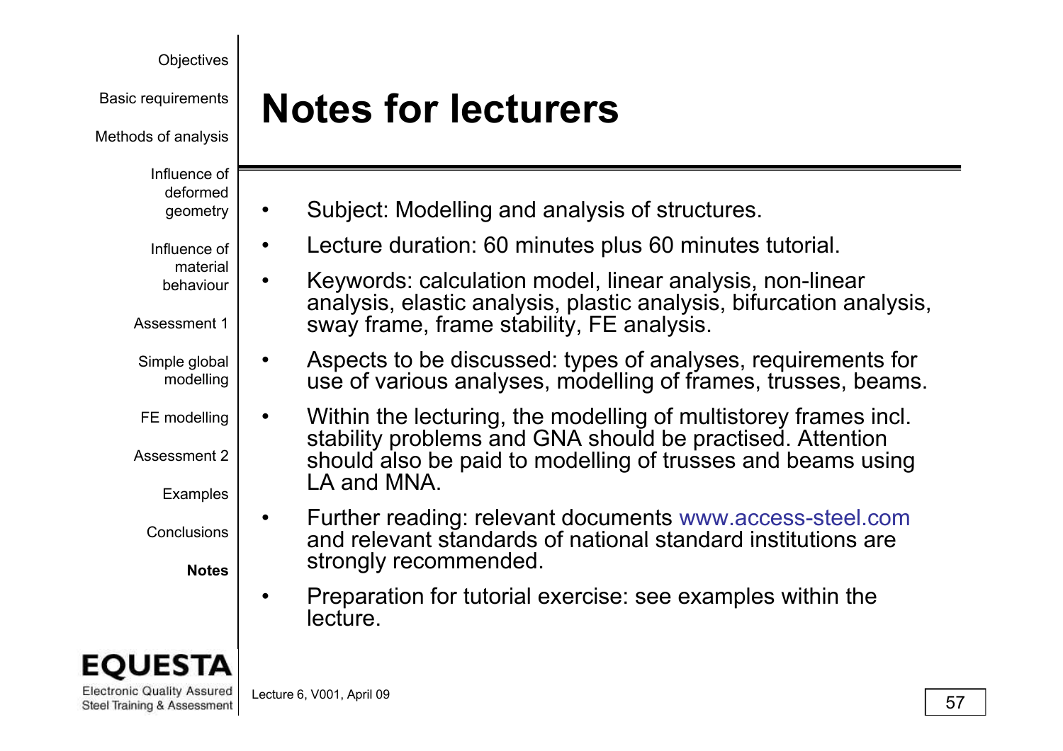# Notes for lecturers

- Subject: Modelling and analysis of structures.
- Lecture duration: 60 minutes plus 60 minutes tutorial.
- Keywords: calculation model, linear analysis, non-linear analysis, elastic analysis, plastic analysis, bifurcation analysis, sway frame, frame stability, FE analysis.
- Aspects to be discussed: types of analyses, requirements for use of various analyses, modelling of frames, trusses, beams.
- Within the lecturing, the modelling of multistorey frames incl. stability problems and GNA should be practised. Attention should also be paid to modelling of trusses and beams using LA and MNA.
- Further reading: relevant documents www.access-steel.com and relevant standards of national standard institutions are strongly recommended.
- Preparation for tutorial exercise: see examples within the lecture.